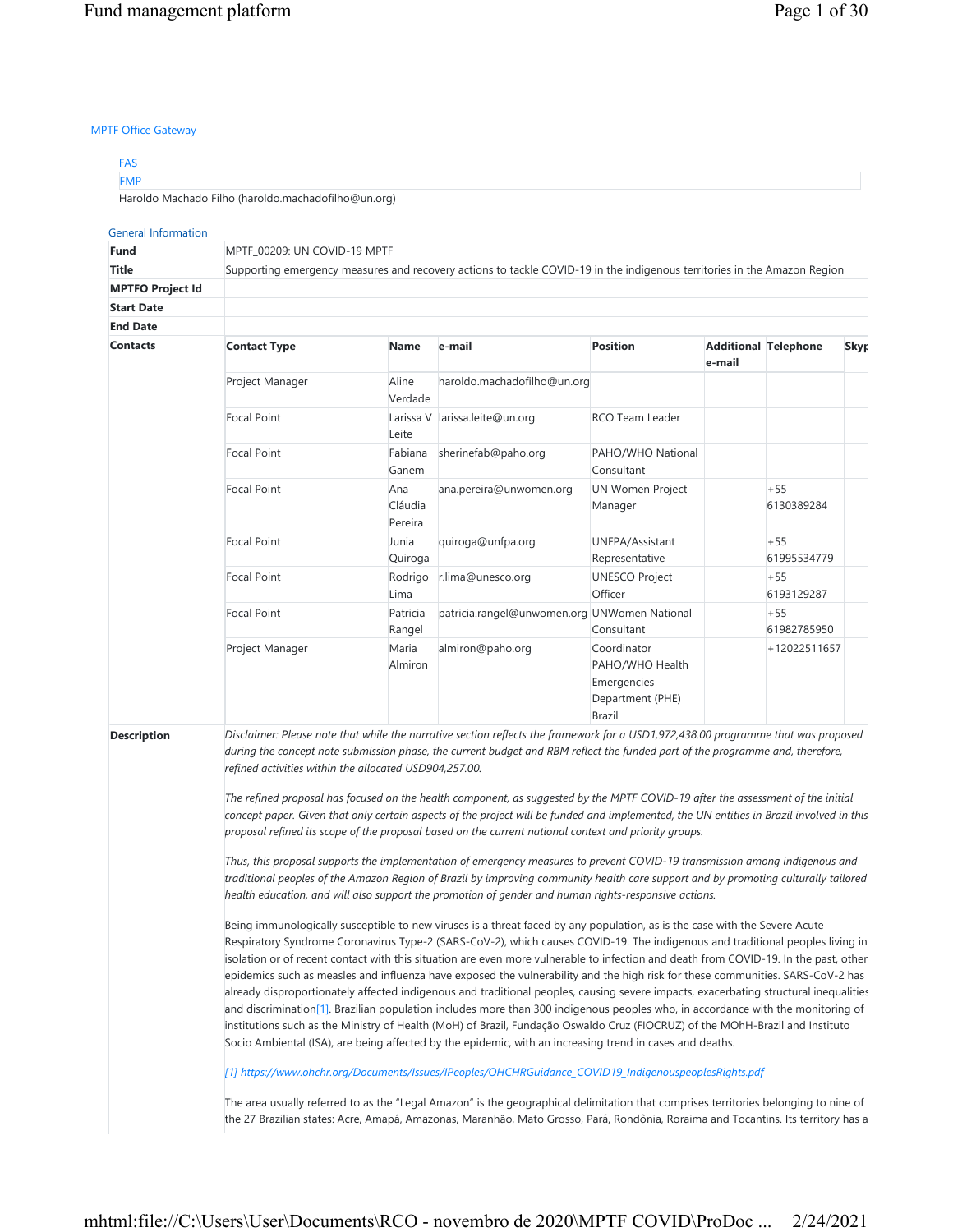MPTF Office Gateway

FAS

FMP

Haroldo Machado Filho (haroldo.machadofilho@un.org)

General Information

| | |
|---|---|
| **Fund** | MPTF_00209: UN COVID-19 MPTF |
| **Title** | Supporting emergency measures and recovery actions to tackle COVID-19 in the indigenous territories in the Amazon Region |
| **MPTFO Project Id** | |
| **Start Date** | |
| **End Date** | |

**Contacts**

| Contact Type | Name | e-mail | Position | Additional e-mail | Telephone | Skyp |
|---|---|---|---|---|---|---|
| Project Manager | Aline Verdade | haroldo.machadofilho@un.org | | | | |
| Focal Point | Larissa V Leite | larissa.leite@un.org | RCO Team Leader | | | |
| Focal Point | Fabiana Ganem | sherinefab@paho.org | PAHO/WHO National Consultant | | | |
| Focal Point | Ana Cláudia Pereira | ana.pereira@unwomen.org | UN Women Project Manager | | +55 6130389284 | |
| Focal Point | Junia Quiroga | quiroga@unfpa.org | UNFPA/Assistant Representative | | +55 61995534779 | |
| Focal Point | Rodrigo Lima | r.lima@unesco.org | UNESCO Project Officer | | +55 6193129287 | |
| Focal Point | Patricia Rangel | patricia.rangel@unwomen.org | UNWomen National Consultant | | +55 61982785950 | |
| Project Manager | Maria Almiron | almiron@paho.org | Coordinator PAHO/WHO Health Emergencies Department (PHE) Brazil | | +12022511657 | |

**Description**

*Disclaimer: Please note that while the narrative section reflects the framework for a USD1,972,438.00 programme that was proposed during the concept note submission phase, the current budget and RBM reflect the funded part of the programme and, therefore, refined activities within the allocated USD904,257.00.*

*The refined proposal has focused on the health component, as suggested by the MPTF COVID-19 after the assessment of the initial concept paper. Given that only certain aspects of the project will be funded and implemented, the UN entities in Brazil involved in this proposal refined its scope of the proposal based on the current national context and priority groups.*

*Thus, this proposal supports the implementation of emergency measures to prevent COVID-19 transmission among indigenous and traditional peoples of the Amazon Region of Brazil by improving community health care support and by promoting culturally tailored health education, and will also support the promotion of gender and human rights-responsive actions.*

Being immunologically susceptible to new viruses is a threat faced by any population, as is the case with the Severe Acute Respiratory Syndrome Coronavirus Type-2 (SARS-CoV-2), which causes COVID-19. The indigenous and traditional peoples living in isolation or of recent contact with this situation are even more vulnerable to infection and death from COVID-19. In the past, other epidemics such as measles and influenza have exposed the vulnerability and the high risk for these communities. SARS-CoV-2 has already disproportionately affected indigenous and traditional peoples, causing severe impacts, exacerbating structural inequalities and discrimination[1]. Brazilian population includes more than 300 indigenous peoples who, in accordance with the monitoring of institutions such as the Ministry of Health (MoH) of Brazil, Fundação Oswaldo Cruz (FIOCRUZ) of the MOhH-Brazil and Instituto Socio Ambiental (ISA), are being affected by the epidemic, with an increasing trend in cases and deaths.

*[1] https://www.ohchr.org/Documents/Issues/IPeoples/OHCHRGuidance_COVID19_IndigenouspeoplesRights.pdf*

The area usually referred to as the "Legal Amazon" is the geographical delimitation that comprises territories belonging to nine of the 27 Brazilian states: Acre, Amapá, Amazonas, Maranhão, Mato Grosso, Pará, Rondônia, Roraima and Tocantins. Its territory has a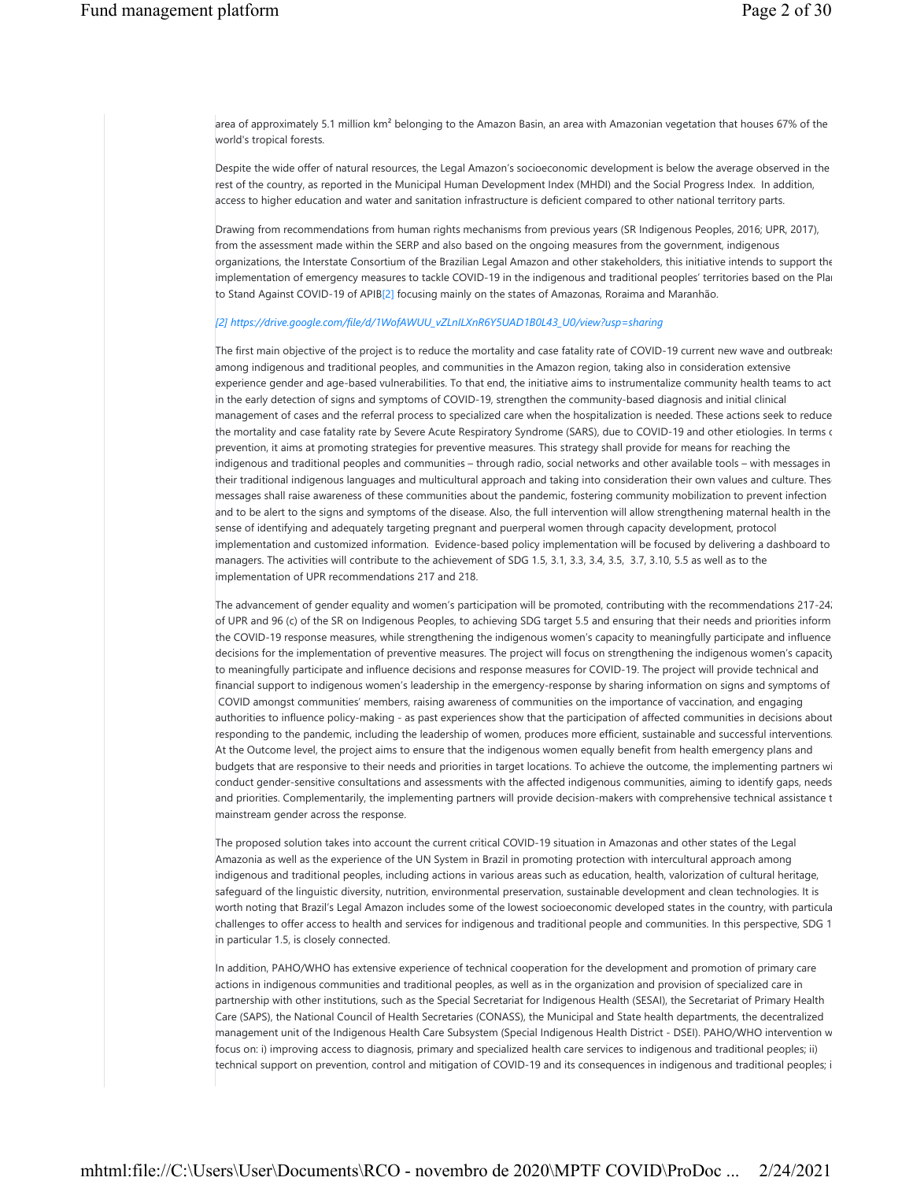area of approximately 5.1 million km² belonging to the Amazon Basin, an area with Amazonian vegetation that houses 67% of the world's tropical forests.

Despite the wide offer of natural resources, the Legal Amazon's socioeconomic development is below the average observed in the rest of the country, as reported in the Municipal Human Development Index (MHDI) and the Social Progress Index. In addition, access to higher education and water and sanitation infrastructure is deficient compared to other national territory parts.

Drawing from recommendations from human rights mechanisms from previous years (SR Indigenous Peoples, 2016; UPR, 2017), from the assessment made within the SERP and also based on the ongoing measures from the government, indigenous organizations, the Interstate Consortium of the Brazilian Legal Amazon and other stakeholders, this initiative intends to support the implementation of emergency measures to tackle COVID-19 in the indigenous and traditional peoples' territories based on the Plan to Stand Against COVID-19 of APIB[2] focusing mainly on the states of Amazonas, Roraima and Maranhão.

*[2] https://drive.google.com/file/d/1WofAWUU_vZLnILXnR6Y5UAD1B0L43_U0/view?usp=sharing*

The first main objective of the project is to reduce the mortality and case fatality rate of COVID-19 current new wave and outbreaks among indigenous and traditional peoples, and communities in the Amazon region, taking also in consideration extensive experience gender and age-based vulnerabilities. To that end, the initiative aims to instrumentalize community health teams to act in the early detection of signs and symptoms of COVID-19, strengthen the community-based diagnosis and initial clinical management of cases and the referral process to specialized care when the hospitalization is needed. These actions seek to reduce the mortality and case fatality rate by Severe Acute Respiratory Syndrome (SARS), due to COVID-19 and other etiologies. In terms of prevention, it aims at promoting strategies for preventive measures. This strategy shall provide for means for reaching the indigenous and traditional peoples and communities – through radio, social networks and other available tools – with messages in their traditional indigenous languages and multicultural approach and taking into consideration their own values and culture. These messages shall raise awareness of these communities about the pandemic, fostering community mobilization to prevent infection and to be alert to the signs and symptoms of the disease. Also, the full intervention will allow strengthening maternal health in the sense of identifying and adequately targeting pregnant and puerperal women through capacity development, protocol implementation and customized information. Evidence-based policy implementation will be focused by delivering a dashboard to managers. The activities will contribute to the achievement of SDG 1.5, 3.1, 3.3, 3.4, 3.5, 3.7, 3.10, 5.5 as well as to the implementation of UPR recommendations 217 and 218.

The advancement of gender equality and women's participation will be promoted, contributing with the recommendations 217-242 of UPR and 96 (c) of the SR on Indigenous Peoples, to achieving SDG target 5.5 and ensuring that their needs and priorities inform the COVID-19 response measures, while strengthening the indigenous women's capacity to meaningfully participate and influence decisions for the implementation of preventive measures. The project will focus on strengthening the indigenous women's capacity to meaningfully participate and influence decisions and response measures for COVID-19. The project will provide technical and financial support to indigenous women's leadership in the emergency-response by sharing information on signs and symptoms of COVID amongst communities' members, raising awareness of communities on the importance of vaccination, and engaging authorities to influence policy-making - as past experiences show that the participation of affected communities in decisions about responding to the pandemic, including the leadership of women, produces more efficient, sustainable and successful interventions. At the Outcome level, the project aims to ensure that the indigenous women equally benefit from health emergency plans and budgets that are responsive to their needs and priorities in target locations. To achieve the outcome, the implementing partners will conduct gender-sensitive consultations and assessments with the affected indigenous communities, aiming to identify gaps, needs and priorities. Complementarily, the implementing partners will provide decision-makers with comprehensive technical assistance to mainstream gender across the response.

The proposed solution takes into account the current critical COVID-19 situation in Amazonas and other states of the Legal Amazonia as well as the experience of the UN System in Brazil in promoting protection with intercultural approach among indigenous and traditional peoples, including actions in various areas such as education, health, valorization of cultural heritage, safeguard of the linguistic diversity, nutrition, environmental preservation, sustainable development and clean technologies. It is worth noting that Brazil's Legal Amazon includes some of the lowest socioeconomic developed states in the country, with particular challenges to offer access to health and services for indigenous and traditional people and communities. In this perspective, SDG 1 in particular 1.5, is closely connected.

In addition, PAHO/WHO has extensive experience of technical cooperation for the development and promotion of primary care actions in indigenous communities and traditional peoples, as well as in the organization and provision of specialized care in partnership with other institutions, such as the Special Secretariat for Indigenous Health (SESAI), the Secretariat of Primary Health Care (SAPS), the National Council of Health Secretaries (CONASS), the Municipal and State health departments, the decentralized management unit of the Indigenous Health Care Subsystem (Special Indigenous Health District - DSEI). PAHO/WHO intervention will focus on: i) improving access to diagnosis, primary and specialized health care services to indigenous and traditional peoples; ii) technical support on prevention, control and mitigation of COVID-19 and its consequences in indigenous and traditional peoples; i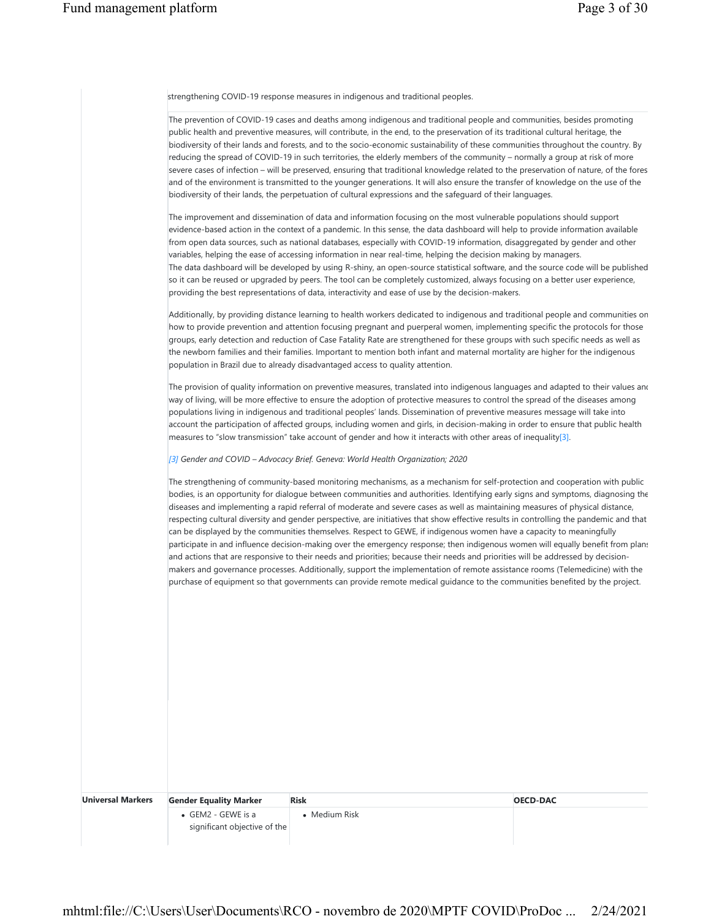strengthening COVID-19 response measures in indigenous and traditional peoples.

The prevention of COVID-19 cases and deaths among indigenous and traditional people and communities, besides promoting public health and preventive measures, will contribute, in the end, to the preservation of its traditional cultural heritage, the biodiversity of their lands and forests, and to the socio-economic sustainability of these communities throughout the country. By reducing the spread of COVID-19 in such territories, the elderly members of the community – normally a group at risk of more severe cases of infection – will be preserved, ensuring that traditional knowledge related to the preservation of nature, of the fores and of the environment is transmitted to the younger generations. It will also ensure the transfer of knowledge on the use of the biodiversity of their lands, the perpetuation of cultural expressions and the safeguard of their languages.

The improvement and dissemination of data and information focusing on the most vulnerable populations should support evidence-based action in the context of a pandemic. In this sense, the data dashboard will help to provide information available from open data sources, such as national databases, especially with COVID-19 information, disaggregated by gender and other variables, helping the ease of accessing information in near real-time, helping the decision making by managers.
The data dashboard will be developed by using R-shiny, an open-source statistical software, and the source code will be published so it can be reused or upgraded by peers. The tool can be completely customized, always focusing on a better user experience, providing the best representations of data, interactivity and ease of use by the decision-makers.

Additionally, by providing distance learning to health workers dedicated to indigenous and traditional people and communities on how to provide prevention and attention focusing pregnant and puerperal women, implementing specific the protocols for those groups, early detection and reduction of Case Fatality Rate are strengthened for these groups with such specific needs as well as the newborn families and their families. Important to mention both infant and maternal mortality are higher for the indigenous population in Brazil due to already disadvantaged access to quality attention.

The provision of quality information on preventive measures, translated into indigenous languages and adapted to their values anc way of living, will be more effective to ensure the adoption of protective measures to control the spread of the diseases among populations living in indigenous and traditional peoples' lands. Dissemination of preventive measures message will take into account the participation of affected groups, including women and girls, in decision-making in order to ensure that public health measures to "slow transmission" take account of gender and how it interacts with other areas of inequality[3].

*[3] Gender and COVID – Advocacy Brief. Geneva: World Health Organization; 2020*

The strengthening of community-based monitoring mechanisms, as a mechanism for self-protection and cooperation with public bodies, is an opportunity for dialogue between communities and authorities. Identifying early signs and symptoms, diagnosing the diseases and implementing a rapid referral of moderate and severe cases as well as maintaining measures of physical distance, respecting cultural diversity and gender perspective, are initiatives that show effective results in controlling the pandemic and that can be displayed by the communities themselves. Respect to GEWE, if indigenous women have a capacity to meaningfully participate in and influence decision-making over the emergency response; then indigenous women will equally benefit from plans and actions that are responsive to their needs and priorities; because their needs and priorities will be addressed by decision-makers and governance processes. Additionally, support the implementation of remote assistance rooms (Telemedicine) with the purchase of equipment so that governments can provide remote medical guidance to the communities benefited by the project.

| **Universal Markers** | **Gender Equality Marker** | **Risk** | **OECD-DAC** |
|---|---|---|---|
| | • GEM2 - GEWE is a significant objective of the | • Medium Risk | |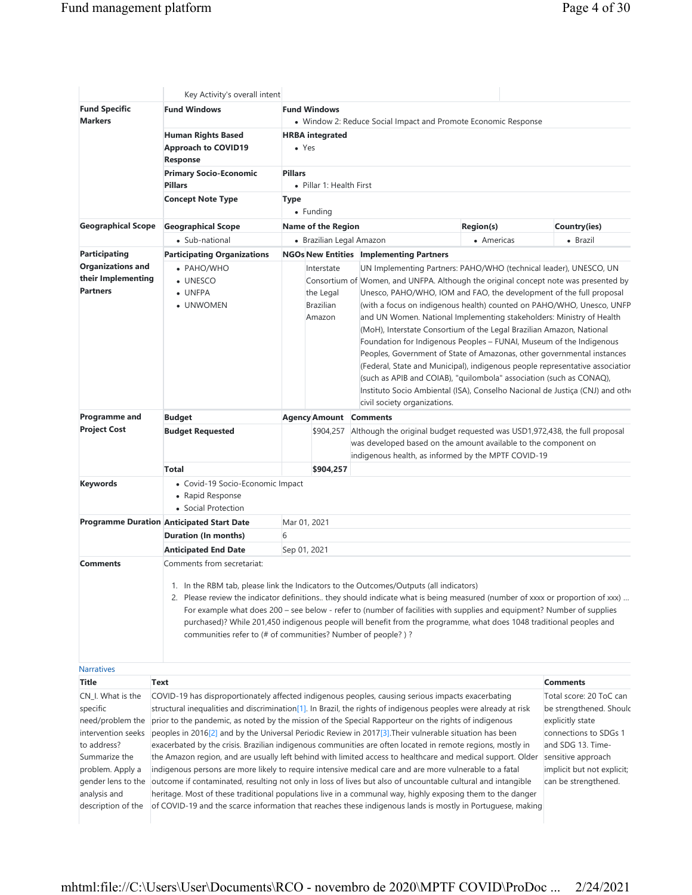| | Key Activity's overall intent | | | | |
|---|---|---|---|---|---|
| **Fund Specific Markers** | **Fund Windows** | **Fund Windows**<br>• Window 2: Reduce Social Impact and Promote Economic Response | | | |
| | **Human Rights Based Approach to COVID19 Response** | **HRBA integrated**<br>• Yes | | | |
| | **Primary Socio-Economic Pillars** | **Pillars**<br>• Pillar 1: Health First | | | |
| | **Concept Note Type** | **Type**<br>• Funding | | | |
| **Geographical Scope** | **Geographical Scope** | **Name of the Region** | | **Region(s)** | **Country(ies)** |
| | • Sub-national | • Brazilian Legal Amazon | | • Americas | • Brazil |

| | **Participating Organizations** | **NGOs** | **New Entities** | **Implementing Partners** |
|---|---|---|---|---|
| **Participating Organizations and their Implementing Partners** | • PAHO/WHO<br>• UNESCO<br>• UNFPA<br>• UNWOMEN | | Interstate Consortium of the Legal Brazilian Amazon | UN Implementing Partners: PAHO/WHO (technical leader), UNESCO, UN Women, and UNFPA. Although the original concept note was presented by Unesco, PAHO/WHO, IOM and FAO, the development of the full proposal (with a focus on indigenous health) counted on PAHO/WHO, Unesco, UNFP and UN Women. National Implementing stakeholders: Ministry of Health (MoH), Interstate Consortium of the Legal Brazilian Amazon, National Foundation for Indigenous Peoples – FUNAI, Museum of the Indigenous Peoples, Government of State of Amazonas, other governmental instances (Federal, State and Municipal), indigenous people representative associatior (such as APIB and COIAB), "quilombola" association (such as CONAQ), Instituto Socio Ambiental (ISA), Conselho Nacional de Justiça (CNJ) and oth civil society organizations. |

| | **Budget** | **Agency** | **Amount** | **Comments** |
|---|---|---|---|---|
| **Programme and Project Cost** | **Budget Requested** | | $904,257 | Although the original budget requested was USD1,972,438, the full proposal was developed based on the amount available to the component on indigenous health, as informed by the MPTF COVID-19 |
| | **Total** | | **$904,257** | |

| | | |
|---|---|---|
| **Keywords** | • Covid-19 Socio-Economic Impact<br>• Rapid Response<br>• Social Protection | |
| **Programme Duration** | **Anticipated Start Date** | Mar 01, 2021 |
| | **Duration (In months)** | 6 |
| | **Anticipated End Date** | Sep 01, 2021 |
| **Comments** | Comments from secretariat:<br><br>1. In the RBM tab, please link the Indicators to the Outcomes/Outputs (all indicators)<br>2. Please review the indicator definitions.. they should indicate what is being measured (number of xxxx or proportion of xxx) ... For example what does 200 – see below - refer to (number of facilities with supplies and equipment? Number of supplies purchased)? While 201,450 indigenous people will benefit from the programme, what does 1048 traditional peoples and communities refer to (# of communities? Number of people? ) ? | |

Narratives

| Title | Text | Comments |
|---|---|---|
| CN_I. What is the specific need/problem the intervention seeks to address? Summarize the problem. Apply a gender lens to the analysis and description of the | COVID-19 has disproportionately affected indigenous peoples, causing serious impacts exacerbating structural inequalities and discrimination[1]. In Brazil, the rights of indigenous peoples were already at risk prior to the pandemic, as noted by the mission of the Special Rapporteur on the rights of indigenous peoples in 2016[2] and by the Universal Periodic Review in 2017[3].Their vulnerable situation has been exacerbated by the crisis. Brazilian indigenous communities are often located in remote regions, mostly in the Amazon region, and are usually left behind with limited access to healthcare and medical support. Older indigenous persons are more likely to require intensive medical care and are more vulnerable to a fatal outcome if contaminated, resulting not only in loss of lives but also of uncountable cultural and intangible heritage. Most of these traditional populations live in a communal way, highly exposing them to the danger of COVID-19 and the scarce information that reaches these indigenous lands is mostly in Portuguese, making | Total score: 20 ToC can be strengthened. Shoulc explicitly state connections to SDGs 1 and SDG 13. Time-sensitive approach implicit but not explicit; can be strengthened. |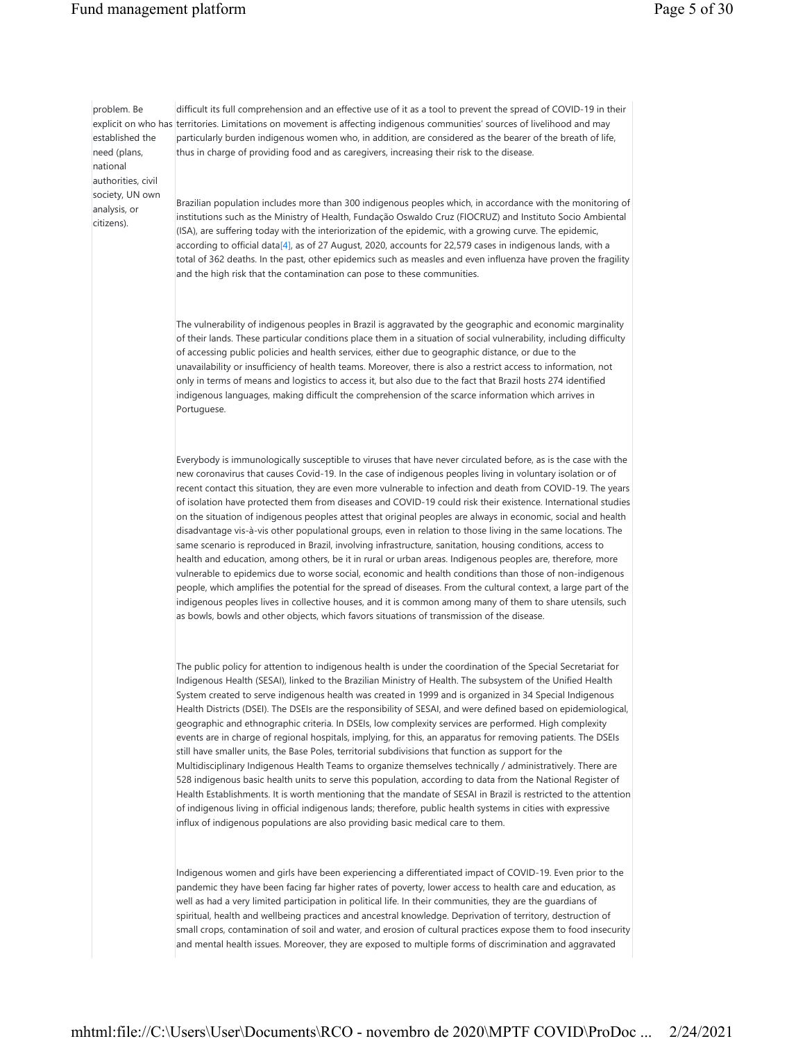| | |
|---|---|
| problem. Be explicit on who has established the need (plans, national authorities, civil society, UN own analysis, or citizens). | difficult its full comprehension and an effective use of it as a tool to prevent the spread of COVID-19 in their territories. Limitations on movement is affecting indigenous communities' sources of livelihood and may particularly burden indigenous women who, in addition, are considered as the bearer of the breath of life, thus in charge of providing food and as caregivers, increasing their risk to the disease.<br><br>Brazilian population includes more than 300 indigenous peoples which, in accordance with the monitoring of institutions such as the Ministry of Health, Fundação Oswaldo Cruz (FIOCRUZ) and Instituto Socio Ambiental (ISA), are suffering today with the interiorization of the epidemic, with a growing curve. The epidemic, according to official data[4], as of 27 August, 2020, accounts for 22,579 cases in indigenous lands, with a total of 362 deaths. In the past, other epidemics such as measles and even influenza have proven the fragility and the high risk that the contamination can pose to these communities.<br><br>The vulnerability of indigenous peoples in Brazil is aggravated by the geographic and economic marginality of their lands. These particular conditions place them in a situation of social vulnerability, including difficulty of accessing public policies and health services, either due to geographic distance, or due to the unavailability or insufficiency of health teams. Moreover, there is also a restrict access to information, not only in terms of means and logistics to access it, but also due to the fact that Brazil hosts 274 identified indigenous languages, making difficult the comprehension of the scarce information which arrives in Portuguese.<br><br>Everybody is immunologically susceptible to viruses that have never circulated before, as is the case with the new coronavirus that causes Covid-19. In the case of indigenous peoples living in voluntary isolation or of recent contact this situation, they are even more vulnerable to infection and death from COVID-19. The years of isolation have protected them from diseases and COVID-19 could risk their existence. International studies on the situation of indigenous peoples attest that original peoples are always in economic, social and health disadvantage vis-à-vis other populational groups, even in relation to those living in the same locations. The same scenario is reproduced in Brazil, involving infrastructure, sanitation, housing conditions, access to health and education, among others, be it in rural or urban areas. Indigenous peoples are, therefore, more vulnerable to epidemics due to worse social, economic and health conditions than those of non-indigenous people, which amplifies the potential for the spread of diseases. From the cultural context, a large part of the indigenous peoples lives in collective houses, and it is common among many of them to share utensils, such as bowls, bowls and other objects, which favors situations of transmission of the disease.<br><br>The public policy for attention to indigenous health is under the coordination of the Special Secretariat for Indigenous Health (SESAI), linked to the Brazilian Ministry of Health. The subsystem of the Unified Health System created to serve indigenous health was created in 1999 and is organized in 34 Special Indigenous Health Districts (DSEI). The DSEIs are the responsibility of SESAI, and were defined based on epidemiological, geographic and ethnographic criteria. In DSEIs, low complexity services are performed. High complexity events are in charge of regional hospitals, implying, for this, an apparatus for removing patients. The DSEIs still have smaller units, the Base Poles, territorial subdivisions that function as support for the Multidisciplinary Indigenous Health Teams to organize themselves technically / administratively. There are 528 indigenous basic health units to serve this population, according to data from the National Register of Health Establishments. It is worth mentioning that the mandate of SESAI in Brazil is restricted to the attention of indigenous living in official indigenous lands; therefore, public health systems in cities with expressive influx of indigenous populations are also providing basic medical care to them.<br><br>Indigenous women and girls have been experiencing a differentiated impact of COVID-19. Even prior to the pandemic they have been facing far higher rates of poverty, lower access to health care and education, as well as had a very limited participation in political life. In their communities, they are the guardians of spiritual, health and wellbeing practices and ancestral knowledge. Deprivation of territory, destruction of small crops, contamination of soil and water, and erosion of cultural practices expose them to food insecurity and mental health issues. Moreover, they are exposed to multiple forms of discrimination and aggravated |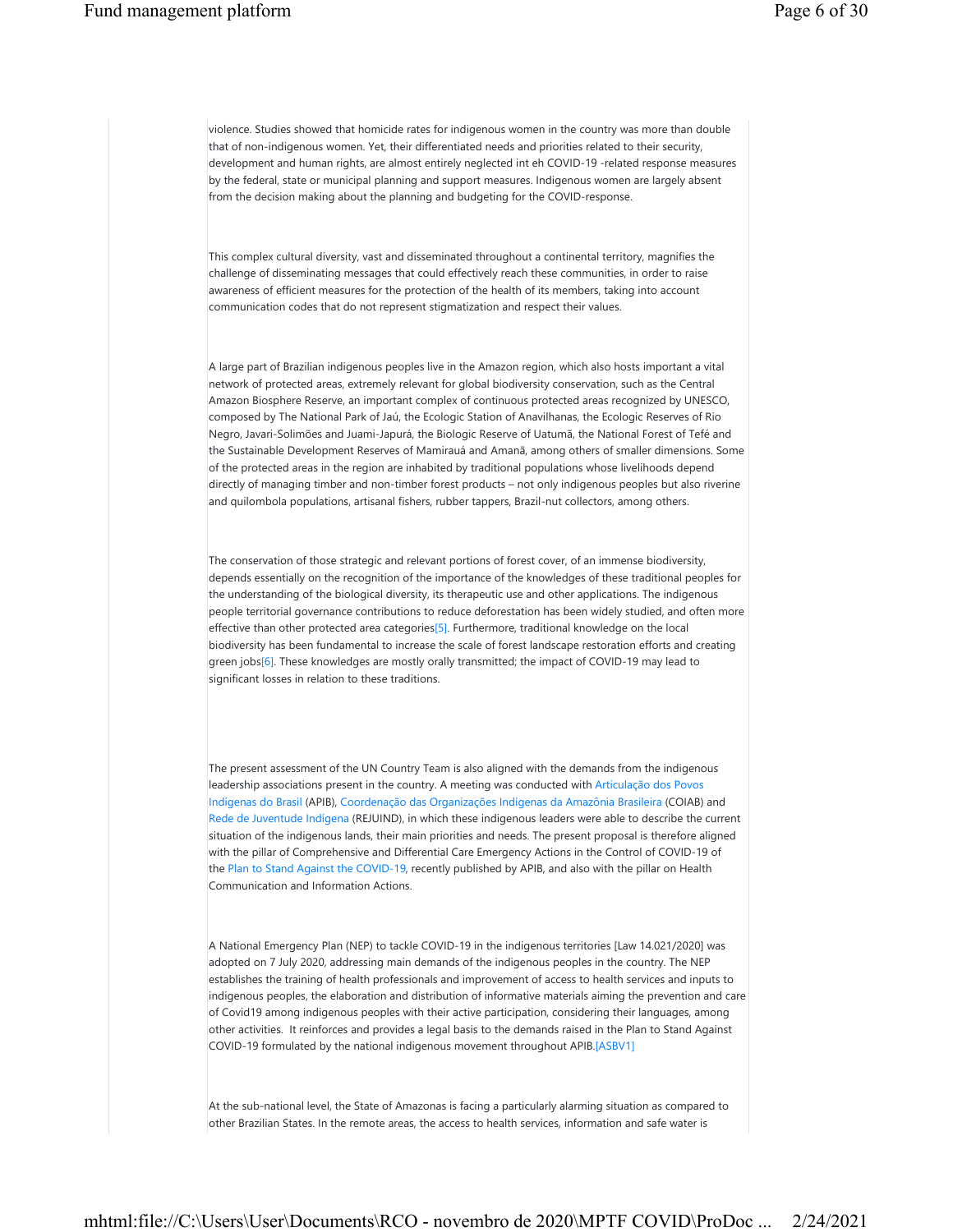violence. Studies showed that homicide rates for indigenous women in the country was more than double that of non-indigenous women. Yet, their differentiated needs and priorities related to their security, development and human rights, are almost entirely neglected int eh COVID-19 -related response measures by the federal, state or municipal planning and support measures. Indigenous women are largely absent from the decision making about the planning and budgeting for the COVID-response.

This complex cultural diversity, vast and disseminated throughout a continental territory, magnifies the challenge of disseminating messages that could effectively reach these communities, in order to raise awareness of efficient measures for the protection of the health of its members, taking into account communication codes that do not represent stigmatization and respect their values.

A large part of Brazilian indigenous peoples live in the Amazon region, which also hosts important a vital network of protected areas, extremely relevant for global biodiversity conservation, such as the Central Amazon Biosphere Reserve, an important complex of continuous protected areas recognized by UNESCO, composed by The National Park of Jaú, the Ecologic Station of Anavilhanas, the Ecologic Reserves of Rio Negro, Javari-Solimões and Juami-Japurá, the Biologic Reserve of Uatumã, the National Forest of Tefé and the Sustainable Development Reserves of Mamirauá and Amanã, among others of smaller dimensions. Some of the protected areas in the region are inhabited by traditional populations whose livelihoods depend directly of managing timber and non-timber forest products – not only indigenous peoples but also riverine and quilombola populations, artisanal fishers, rubber tappers, Brazil-nut collectors, among others.

The conservation of those strategic and relevant portions of forest cover, of an immense biodiversity, depends essentially on the recognition of the importance of the knowledges of these traditional peoples for the understanding of the biological diversity, its therapeutic use and other applications. The indigenous people territorial governance contributions to reduce deforestation has been widely studied, and often more effective than other protected area categories[5]. Furthermore, traditional knowledge on the local biodiversity has been fundamental to increase the scale of forest landscape restoration efforts and creating green jobs[6]. These knowledges are mostly orally transmitted; the impact of COVID-19 may lead to significant losses in relation to these traditions.

The present assessment of the UN Country Team is also aligned with the demands from the indigenous leadership associations present in the country. A meeting was conducted with Articulação dos Povos Indígenas do Brasil (APIB), Coordenação das Organizações Indígenas da Amazônia Brasileira (COIAB) and Rede de Juventude Indígena (REJUIND), in which these indigenous leaders were able to describe the current situation of the indigenous lands, their main priorities and needs. The present proposal is therefore aligned with the pillar of Comprehensive and Differential Care Emergency Actions in the Control of COVID-19 of the Plan to Stand Against the COVID-19, recently published by APIB, and also with the pillar on Health Communication and Information Actions.

A National Emergency Plan (NEP) to tackle COVID-19 in the indigenous territories [Law 14.021/2020] was adopted on 7 July 2020, addressing main demands of the indigenous peoples in the country. The NEP establishes the training of health professionals and improvement of access to health services and inputs to indigenous peoples, the elaboration and distribution of informative materials aiming the prevention and care of Covid19 among indigenous peoples with their active participation, considering their languages, among other activities. It reinforces and provides a legal basis to the demands raised in the Plan to Stand Against COVID-19 formulated by the national indigenous movement throughout APIB.[ASBV1]

At the sub-national level, the State of Amazonas is facing a particularly alarming situation as compared to other Brazilian States. In the remote areas, the access to health services, information and safe water is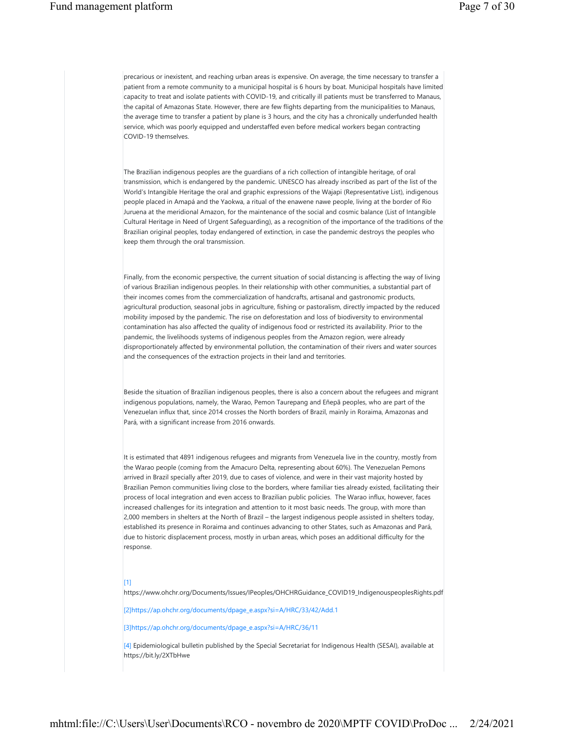precarious or inexistent, and reaching urban areas is expensive. On average, the time necessary to transfer a patient from a remote community to a municipal hospital is 6 hours by boat. Municipal hospitals have limited capacity to treat and isolate patients with COVID-19, and critically ill patients must be transferred to Manaus, the capital of Amazonas State. However, there are few flights departing from the municipalities to Manaus, the average time to transfer a patient by plane is 3 hours, and the city has a chronically underfunded health service, which was poorly equipped and understaffed even before medical workers began contracting COVID-19 themselves.

The Brazilian indigenous peoples are the guardians of a rich collection of intangible heritage, of oral transmission, which is endangered by the pandemic. UNESCO has already inscribed as part of the list of the World's Intangible Heritage the oral and graphic expressions of the Wajapi (Representative List), indigenous people placed in Amapá and the Yaokwa, a ritual of the enawene nawe people, living at the border of Rio Juruena at the meridional Amazon, for the maintenance of the social and cosmic balance (List of Intangible Cultural Heritage in Need of Urgent Safeguarding), as a recognition of the importance of the traditions of the Brazilian original peoples, today endangered of extinction, in case the pandemic destroys the peoples who keep them through the oral transmission.

Finally, from the economic perspective, the current situation of social distancing is affecting the way of living of various Brazilian indigenous peoples. In their relationship with other communities, a substantial part of their incomes comes from the commercialization of handcrafts, artisanal and gastronomic products, agricultural production, seasonal jobs in agriculture, fishing or pastoralism, directly impacted by the reduced mobility imposed by the pandemic. The rise on deforestation and loss of biodiversity to environmental contamination has also affected the quality of indigenous food or restricted its availability. Prior to the pandemic, the livelihoods systems of indigenous peoples from the Amazon region, were already disproportionately affected by environmental pollution, the contamination of their rivers and water sources and the consequences of the extraction projects in their land and territories.

Beside the situation of Brazilian indigenous peoples, there is also a concern about the refugees and migrant indigenous populations, namely, the Warao, Pemon Taurepang and Eñepã peoples, who are part of the Venezuelan influx that, since 2014 crosses the North borders of Brazil, mainly in Roraima, Amazonas and Pará, with a significant increase from 2016 onwards.

It is estimated that 4891 indigenous refugees and migrants from Venezuela live in the country, mostly from the Warao people (coming from the Amacuro Delta, representing about 60%). The Venezuelan Pemons arrived in Brazil specially after 2019, due to cases of violence, and were in their vast majority hosted by Brazilian Pemon communities living close to the borders, where familiar ties already existed, facilitating their process of local integration and even access to Brazilian public policies. The Warao influx, however, faces increased challenges for its integration and attention to it most basic needs. The group, with more than 2,000 members in shelters at the North of Brazil – the largest indigenous people assisted in shelters today, established its presence in Roraima and continues advancing to other States, such as Amazonas and Pará, due to historic displacement process, mostly in urban areas, which poses an additional difficulty for the response.

[1] https://www.ohchr.org/Documents/Issues/IPeoples/OHCHRGuidance_COVID19_IndigenouspeoplesRights.pdf

[2]https://ap.ohchr.org/documents/dpage_e.aspx?si=A/HRC/33/42/Add.1

[3]https://ap.ohchr.org/documents/dpage_e.aspx?si=A/HRC/36/11

[4] Epidemiological bulletin published by the Special Secretariat for Indigenous Health (SESAI), available at https://bit.ly/2XTbHwe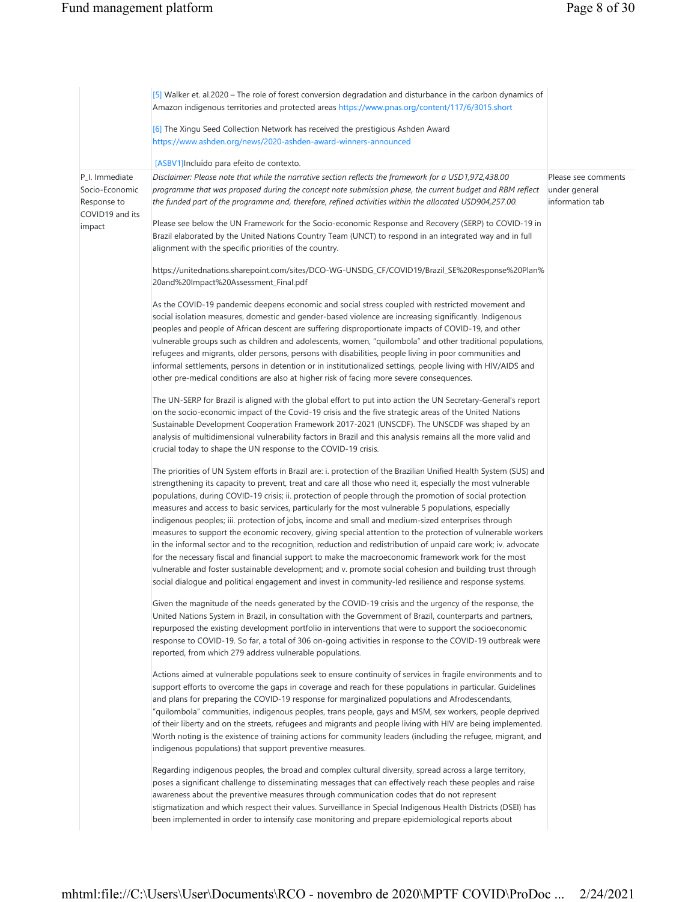| | | |
|---|---|---|
| | [5] Walker et. al.2020 – The role of forest conversion degradation and disturbance in the carbon dynamics of Amazon indigenous territories and protected areas https://www.pnas.org/content/117/6/3015.short<br><br>[6] The Xingu Seed Collection Network has received the prestigious Ashden Award https://www.ashden.org/news/2020-ashden-award-winners-announced<br><br>[ASBV1]Incluído para efeito de contexto. | |
| P_I. Immediate Socio-Economic Response to COVID19 and its impact | *Disclaimer: Please note that while the narrative section reflects the framework for a USD1,972,438.00 programme that was proposed during the concept note submission phase, the current budget and RBM reflect the funded part of the programme and, therefore, refined activities within the allocated USD904,257.00.*<br><br>Please see below the UN Framework for the Socio-economic Response and Recovery (SERP) to COVID-19 in Brazil elaborated by the United Nations Country Team (UNCT) to respond in an integrated way and in full alignment with the specific priorities of the country.<br><br>https://unitednations.sharepoint.com/sites/DCO-WG-UNSDG_CF/COVID19/Brazil_SE%20Response%20Plan%20and%20Impact%20Assessment_Final.pdf<br><br>As the COVID-19 pandemic deepens economic and social stress coupled with restricted movement and social isolation measures, domestic and gender-based violence are increasing significantly. Indigenous peoples and people of African descent are suffering disproportionate impacts of COVID-19, and other vulnerable groups such as children and adolescents, women, "quilombola" and other traditional populations, refugees and migrants, older persons, persons with disabilities, people living in poor communities and informal settlements, persons in detention or in institutionalized settings, people living with HIV/AIDS and other pre-medical conditions are also at higher risk of facing more severe consequences.<br><br>The UN-SERP for Brazil is aligned with the global effort to put into action the UN Secretary-General's report on the socio-economic impact of the Covid-19 crisis and the five strategic areas of the United Nations Sustainable Development Cooperation Framework 2017-2021 (UNSCDF). The UNSCDF was shaped by an analysis of multidimensional vulnerability factors in Brazil and this analysis remains all the more valid and crucial today to shape the UN response to the COVID-19 crisis.<br><br>The priorities of UN System efforts in Brazil are: i. protection of the Brazilian Unified Health System (SUS) and strengthening its capacity to prevent, treat and care all those who need it, especially the most vulnerable populations, during COVID-19 crisis; ii. protection of people through the promotion of social protection measures and access to basic services, particularly for the most vulnerable 5 populations, especially indigenous peoples; iii. protection of jobs, income and small and medium-sized enterprises through measures to support the economic recovery, giving special attention to the protection of vulnerable workers in the informal sector and to the recognition, reduction and redistribution of unpaid care work; iv. advocate for the necessary fiscal and financial support to make the macroeconomic framework work for the most vulnerable and foster sustainable development; and v. promote social cohesion and building trust through social dialogue and political engagement and invest in community-led resilience and response systems.<br><br>Given the magnitude of the needs generated by the COVID-19 crisis and the urgency of the response, the United Nations System in Brazil, in consultation with the Government of Brazil, counterparts and partners, repurposed the existing development portfolio in interventions that were to support the socioeconomic response to COVID-19. So far, a total of 306 on-going activities in response to the COVID-19 outbreak were reported, from which 279 address vulnerable populations.<br><br>Actions aimed at vulnerable populations seek to ensure continuity of services in fragile environments and to support efforts to overcome the gaps in coverage and reach for these populations in particular. Guidelines and plans for preparing the COVID-19 response for marginalized populations and Afrodescendants, "quilombola" communities, indigenous peoples, trans people, gays and MSM, sex workers, people deprived of their liberty and on the streets, refugees and migrants and people living with HIV are being implemented. Worth noting is the existence of training actions for community leaders (including the refugee, migrant, and indigenous populations) that support preventive measures.<br><br>Regarding indigenous peoples, the broad and complex cultural diversity, spread across a large territory, poses a significant challenge to disseminating messages that can effectively reach these peoples and raise awareness about the preventive measures through communication codes that do not represent stigmatization and which respect their values. Surveillance in Special Indigenous Health Districts (DSEI) has been implemented in order to intensify case monitoring and prepare epidemiological reports about | Please see comments under general information tab |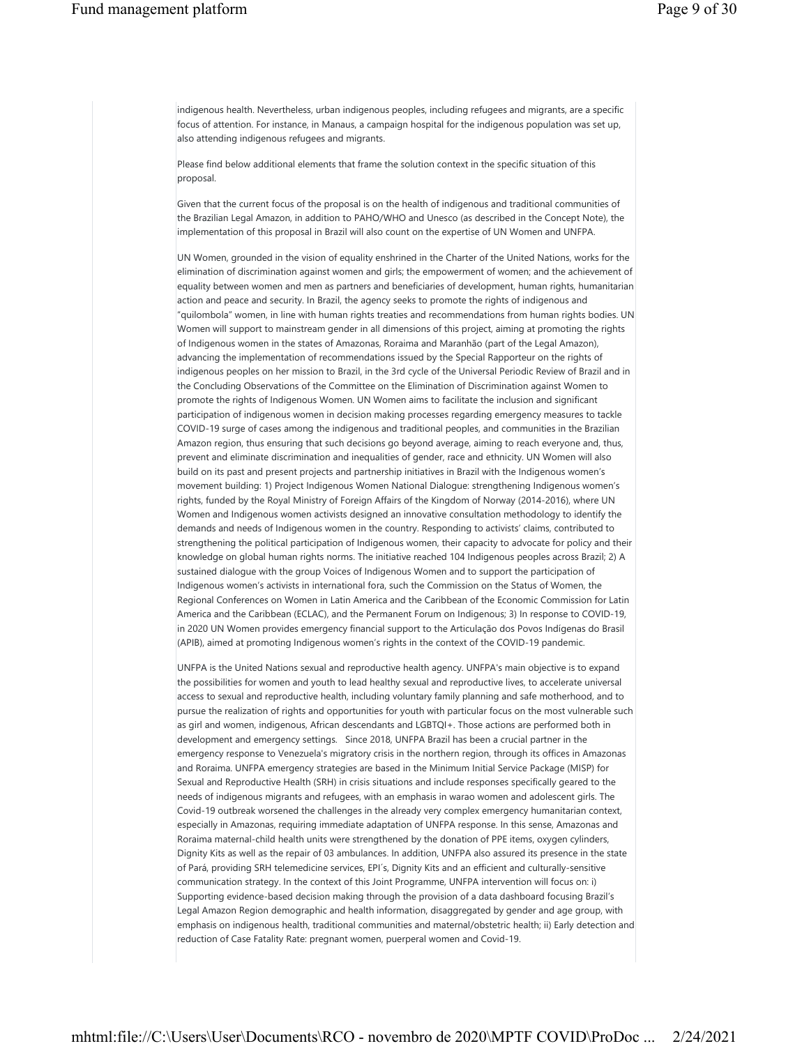indigenous health. Nevertheless, urban indigenous peoples, including refugees and migrants, are a specific focus of attention. For instance, in Manaus, a campaign hospital for the indigenous population was set up, also attending indigenous refugees and migrants.

Please find below additional elements that frame the solution context in the specific situation of this proposal.

Given that the current focus of the proposal is on the health of indigenous and traditional communities of the Brazilian Legal Amazon, in addition to PAHO/WHO and Unesco (as described in the Concept Note), the implementation of this proposal in Brazil will also count on the expertise of UN Women and UNFPA.

UN Women, grounded in the vision of equality enshrined in the Charter of the United Nations, works for the elimination of discrimination against women and girls; the empowerment of women; and the achievement of equality between women and men as partners and beneficiaries of development, human rights, humanitarian action and peace and security. In Brazil, the agency seeks to promote the rights of indigenous and "quilombola" women, in line with human rights treaties and recommendations from human rights bodies. UN Women will support to mainstream gender in all dimensions of this project, aiming at promoting the rights of Indigenous women in the states of Amazonas, Roraima and Maranhão (part of the Legal Amazon), advancing the implementation of recommendations issued by the Special Rapporteur on the rights of indigenous peoples on her mission to Brazil, in the 3rd cycle of the Universal Periodic Review of Brazil and in the Concluding Observations of the Committee on the Elimination of Discrimination against Women to promote the rights of Indigenous Women. UN Women aims to facilitate the inclusion and significant participation of indigenous women in decision making processes regarding emergency measures to tackle COVID-19 surge of cases among the indigenous and traditional peoples, and communities in the Brazilian Amazon region, thus ensuring that such decisions go beyond average, aiming to reach everyone and, thus, prevent and eliminate discrimination and inequalities of gender, race and ethnicity. UN Women will also build on its past and present projects and partnership initiatives in Brazil with the Indigenous women's movement building: 1) Project Indigenous Women National Dialogue: strengthening Indigenous women's rights, funded by the Royal Ministry of Foreign Affairs of the Kingdom of Norway (2014-2016), where UN Women and Indigenous women activists designed an innovative consultation methodology to identify the demands and needs of Indigenous women in the country. Responding to activists' claims, contributed to strengthening the political participation of Indigenous women, their capacity to advocate for policy and their knowledge on global human rights norms. The initiative reached 104 Indigenous peoples across Brazil; 2) A sustained dialogue with the group Voices of Indigenous Women and to support the participation of Indigenous women's activists in international fora, such the Commission on the Status of Women, the Regional Conferences on Women in Latin America and the Caribbean of the Economic Commission for Latin America and the Caribbean (ECLAC), and the Permanent Forum on Indigenous; 3) In response to COVID-19, in 2020 UN Women provides emergency financial support to the Articulação dos Povos Indígenas do Brasil (APIB), aimed at promoting Indigenous women's rights in the context of the COVID-19 pandemic.

UNFPA is the United Nations sexual and reproductive health agency. UNFPA's main objective is to expand the possibilities for women and youth to lead healthy sexual and reproductive lives, to accelerate universal access to sexual and reproductive health, including voluntary family planning and safe motherhood, and to pursue the realization of rights and opportunities for youth with particular focus on the most vulnerable such as girl and women, indigenous, African descendants and LGBTQI+. Those actions are performed both in development and emergency settings. Since 2018, UNFPA Brazil has been a crucial partner in the emergency response to Venezuela's migratory crisis in the northern region, through its offices in Amazonas and Roraima. UNFPA emergency strategies are based in the Minimum Initial Service Package (MISP) for Sexual and Reproductive Health (SRH) in crisis situations and include responses specifically geared to the needs of indigenous migrants and refugees, with an emphasis in warao women and adolescent girls. The Covid-19 outbreak worsened the challenges in the already very complex emergency humanitarian context, especially in Amazonas, requiring immediate adaptation of UNFPA response. In this sense, Amazonas and Roraima maternal-child health units were strengthened by the donation of PPE items, oxygen cylinders, Dignity Kits as well as the repair of 03 ambulances. In addition, UNFPA also assured its presence in the state of Pará, providing SRH telemedicine services, EPI´s, Dignity Kits and an efficient and culturally-sensitive communication strategy. In the context of this Joint Programme, UNFPA intervention will focus on: i) Supporting evidence-based decision making through the provision of a data dashboard focusing Brazil's Legal Amazon Region demographic and health information, disaggregated by gender and age group, with emphasis on indigenous health, traditional communities and maternal/obstetric health; ii) Early detection and reduction of Case Fatality Rate: pregnant women, puerperal women and Covid-19.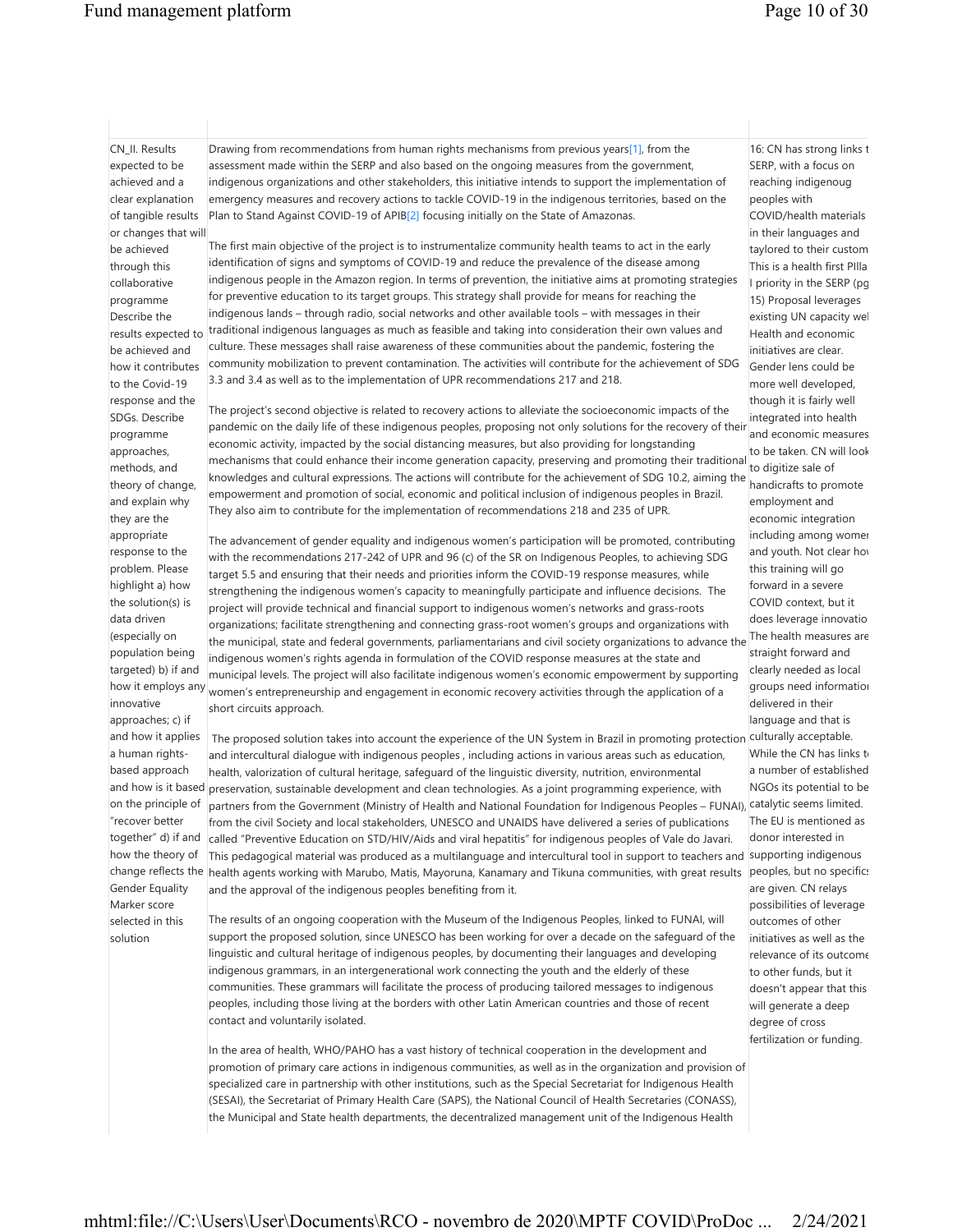| | | |
|---|---|---|
| CN_II. Results expected to be achieved and a clear explanation of tangible results or changes that will be achieved through this collaborative programme Describe the results expected to be achieved and how it contributes to the Covid-19 response and the SDGs. Describe programme approaches, methods, and theory of change, and explain why they are the appropriate response to the problem. Please highlight a) how the solution(s) is data driven (especially on population being targeted) b) if and how it employs any innovative approaches; c) if and how it applies a human rights-based approach and how is it based on the principle of "recover better together" d) if and how the theory of change reflects the Gender Equality Marker score selected in this solution | Drawing from recommendations from human rights mechanisms from previous years[1], from the assessment made within the SERP and also based on the ongoing measures from the government, indigenous organizations and other stakeholders, this initiative intends to support the implementation of emergency measures and recovery actions to tackle COVID-19 in the indigenous territories, based on the Plan to Stand Against COVID-19 of APIB[2] focusing initially on the State of Amazonas.<br><br>The first main objective of the project is to instrumentalize community health teams to act in the early identification of signs and symptoms of COVID-19 and reduce the prevalence of the disease among indigenous people in the Amazon region. In terms of prevention, the initiative aims at promoting strategies for preventive education to its target groups. This strategy shall provide for means for reaching the indigenous lands – through radio, social networks and other available tools – with messages in their traditional indigenous languages as much as feasible and taking into consideration their own values and culture. These messages shall raise awareness of these communities about the pandemic, fostering the community mobilization to prevent contamination. The activities will contribute for the achievement of SDG 3.3 and 3.4 as well as to the implementation of UPR recommendations 217 and 218.<br><br>The project's second objective is related to recovery actions to alleviate the socioeconomic impacts of the pandemic on the daily life of these indigenous peoples, proposing not only solutions for the recovery of their economic activity, impacted by the social distancing measures, but also providing for longstanding mechanisms that could enhance their income generation capacity, preserving and promoting their traditional knowledges and cultural expressions. The actions will contribute for the achievement of SDG 10.2, aiming the empowerment and promotion of social, economic and political inclusion of indigenous peoples in Brazil. They also aim to contribute for the implementation of recommendations 218 and 235 of UPR.<br><br>The advancement of gender equality and indigenous women's participation will be promoted, contributing with the recommendations 217-242 of UPR and 96 (c) of the SR on Indigenous Peoples, to achieving SDG target 5.5 and ensuring that their needs and priorities inform the COVID-19 response measures, while strengthening the indigenous women's capacity to meaningfully participate and influence decisions. The project will provide technical and financial support to indigenous women's networks and grass-roots organizations; facilitate strengthening and connecting grass-root women's groups and organizations with the municipal, state and federal governments, parliamentarians and civil society organizations to advance the indigenous women's rights agenda in formulation of the COVID response measures at the state and municipal levels. The project will also facilitate indigenous women's economic empowerment by supporting women's entrepreneurship and engagement in economic recovery activities through the application of a short circuits approach.<br><br>The proposed solution takes into account the experience of the UN System in Brazil in promoting protection and intercultural dialogue with indigenous peoples , including actions in various areas such as education, health, valorization of cultural heritage, safeguard of the linguistic diversity, nutrition, environmental preservation, sustainable development and clean technologies. As a joint programming experience, with partners from the Government (Ministry of Health and National Foundation for Indigenous Peoples – FUNAI), from the civil Society and local stakeholders, UNESCO and UNAIDS have delivered a series of publications called "Preventive Education on STD/HIV/Aids and viral hepatitis" for indigenous peoples of Vale do Javari. This pedagogical material was produced as a multilanguage and intercultural tool in support to teachers and health agents working with Marubo, Matis, Mayoruna, Kanamary and Tikuna communities, with great results and the approval of the indigenous peoples benefiting from it.<br><br>The results of an ongoing cooperation with the Museum of the Indigenous Peoples, linked to FUNAI, will support the proposed solution, since UNESCO has been working for over a decade on the safeguard of the linguistic and cultural heritage of indigenous peoples, by documenting their languages and developing indigenous grammars, in an intergenerational work connecting the youth and the elderly of these communities. These grammars will facilitate the process of producing tailored messages to indigenous peoples, including those living at the borders with other Latin American countries and those of recent contact and voluntarily isolated.<br><br>In the area of health, WHO/PAHO has a vast history of technical cooperation in the development and promotion of primary care actions in indigenous communities, as well as in the organization and provision of specialized care in partnership with other institutions, such as the Special Secretariat for Indigenous Health (SESAI), the Secretariat of Primary Health Care (SAPS), the National Council of Health Secretaries (CONASS), the Municipal and State health departments, the decentralized management unit of the Indigenous Health | 16: CN has strong links t SERP, with a focus on reaching indigenoug peoples with COVID/health materials in their languages and taylored to their custom This is a health first PIlla I priority in the SERP (pg 15) Proposal leverages existing UN capacity wel Health and economic initiatives are clear. Gender lens could be more well developed, though it is fairly well integrated into health and economic measures to be taken. CN will look to digitize sale of handicrafts to promote employment and economic integration including among womer and youth. Not clear hov this training will go forward in a severe COVID context, but it does leverage innovatio The health measures are straight forward and clearly needed as local groups need informatior delivered in their language and that is culturally acceptable. While the CN has links t a number of established NGOs its potential to be catalytic seems limited. The EU is mentioned as donor interested in supporting indigenous peoples, but no specifics are given. CN relays possibilities of leverage outcomes of other initiatives as well as the relevance of its outcome to other funds, but it doesn't appear that this will generate a deep degree of cross fertilization or funding. |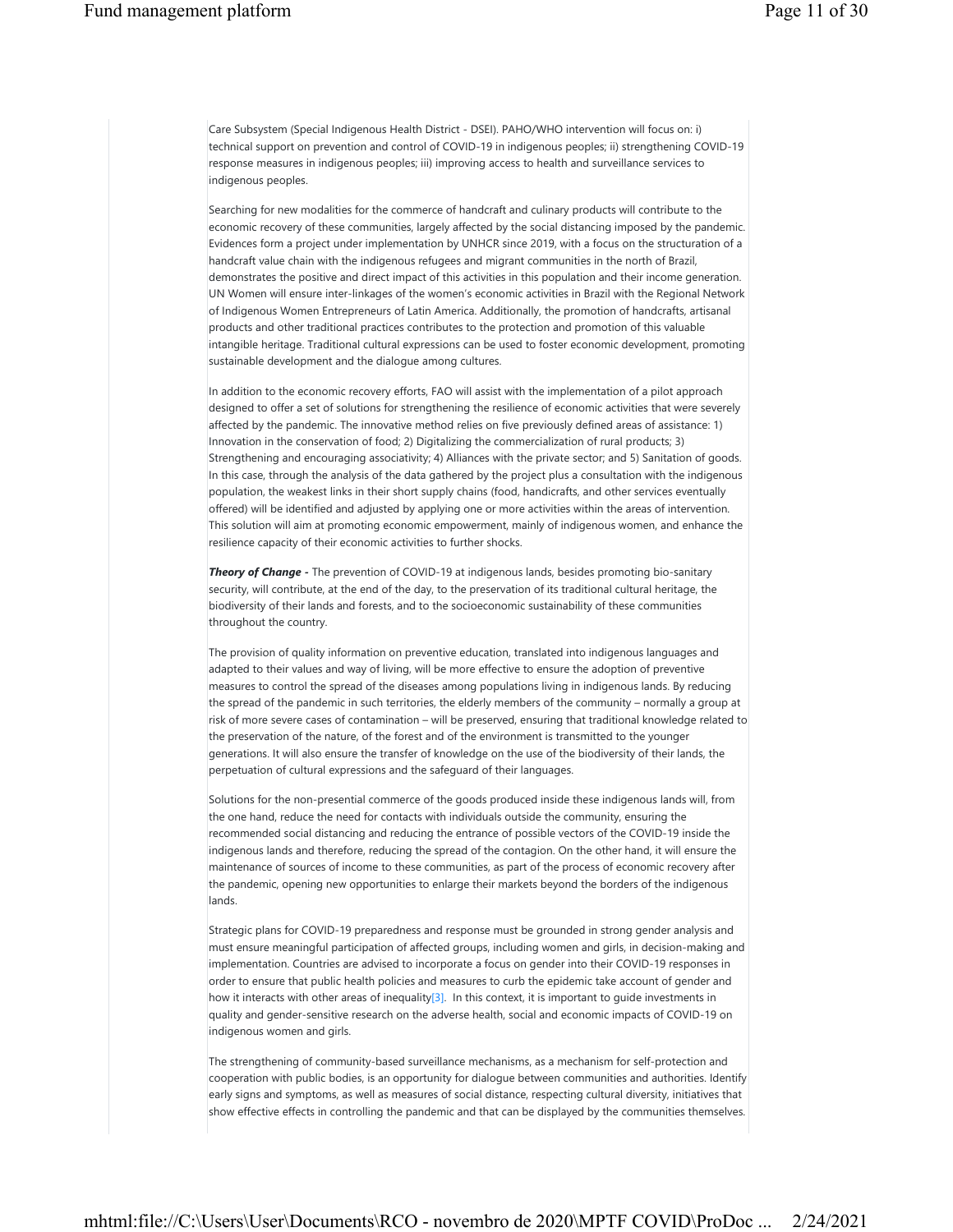Care Subsystem (Special Indigenous Health District - DSEI). PAHO/WHO intervention will focus on: i) technical support on prevention and control of COVID-19 in indigenous peoples; ii) strengthening COVID-19 response measures in indigenous peoples; iii) improving access to health and surveillance services to indigenous peoples.

Searching for new modalities for the commerce of handcraft and culinary products will contribute to the economic recovery of these communities, largely affected by the social distancing imposed by the pandemic. Evidences form a project under implementation by UNHCR since 2019, with a focus on the structuration of a handcraft value chain with the indigenous refugees and migrant communities in the north of Brazil, demonstrates the positive and direct impact of this activities in this population and their income generation. UN Women will ensure inter-linkages of the women's economic activities in Brazil with the Regional Network of Indigenous Women Entrepreneurs of Latin America. Additionally, the promotion of handcrafts, artisanal products and other traditional practices contributes to the protection and promotion of this valuable intangible heritage. Traditional cultural expressions can be used to foster economic development, promoting sustainable development and the dialogue among cultures.

In addition to the economic recovery efforts, FAO will assist with the implementation of a pilot approach designed to offer a set of solutions for strengthening the resilience of economic activities that were severely affected by the pandemic. The innovative method relies on five previously defined areas of assistance: 1) Innovation in the conservation of food; 2) Digitalizing the commercialization of rural products; 3) Strengthening and encouraging associativity; 4) Alliances with the private sector; and 5) Sanitation of goods. In this case, through the analysis of the data gathered by the project plus a consultation with the indigenous population, the weakest links in their short supply chains (food, handicrafts, and other services eventually offered) will be identified and adjusted by applying one or more activities within the areas of intervention. This solution will aim at promoting economic empowerment, mainly of indigenous women, and enhance the resilience capacity of their economic activities to further shocks.

***Theory of Change -*** The prevention of COVID-19 at indigenous lands, besides promoting bio-sanitary security, will contribute, at the end of the day, to the preservation of its traditional cultural heritage, the biodiversity of their lands and forests, and to the socioeconomic sustainability of these communities throughout the country.

The provision of quality information on preventive education, translated into indigenous languages and adapted to their values and way of living, will be more effective to ensure the adoption of preventive measures to control the spread of the diseases among populations living in indigenous lands. By reducing the spread of the pandemic in such territories, the elderly members of the community – normally a group at risk of more severe cases of contamination – will be preserved, ensuring that traditional knowledge related to the preservation of the nature, of the forest and of the environment is transmitted to the younger generations. It will also ensure the transfer of knowledge on the use of the biodiversity of their lands, the perpetuation of cultural expressions and the safeguard of their languages.

Solutions for the non-presential commerce of the goods produced inside these indigenous lands will, from the one hand, reduce the need for contacts with individuals outside the community, ensuring the recommended social distancing and reducing the entrance of possible vectors of the COVID-19 inside the indigenous lands and therefore, reducing the spread of the contagion. On the other hand, it will ensure the maintenance of sources of income to these communities, as part of the process of economic recovery after the pandemic, opening new opportunities to enlarge their markets beyond the borders of the indigenous lands.

Strategic plans for COVID-19 preparedness and response must be grounded in strong gender analysis and must ensure meaningful participation of affected groups, including women and girls, in decision-making and implementation. Countries are advised to incorporate a focus on gender into their COVID-19 responses in order to ensure that public health policies and measures to curb the epidemic take account of gender and how it interacts with other areas of inequality[3]. In this context, it is important to guide investments in quality and gender-sensitive research on the adverse health, social and economic impacts of COVID-19 on indigenous women and girls.

The strengthening of community-based surveillance mechanisms, as a mechanism for self-protection and cooperation with public bodies, is an opportunity for dialogue between communities and authorities. Identify early signs and symptoms, as well as measures of social distance, respecting cultural diversity, initiatives that show effective effects in controlling the pandemic and that can be displayed by the communities themselves.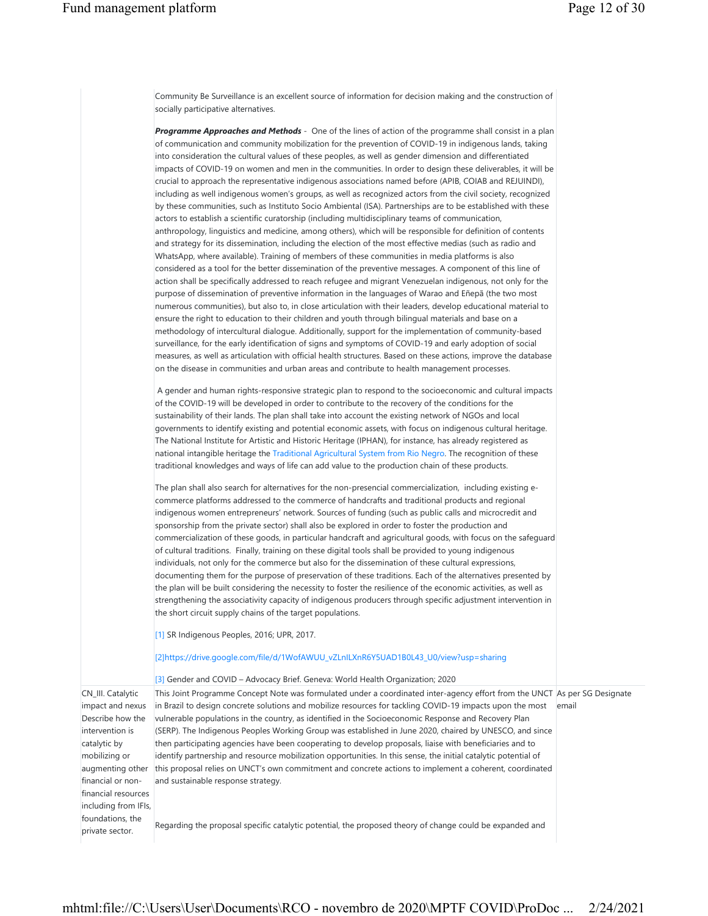| | | |
|---|---|---|
| | Community Be Surveillance is an excellent source of information for decision making and the construction of socially participative alternatives.<br><br>***Programme Approaches and Methods*** - One of the lines of action of the programme shall consist in a plan of communication and community mobilization for the prevention of COVID-19 in indigenous lands, taking into consideration the cultural values of these peoples, as well as gender dimension and differentiated impacts of COVID-19 on women and men in the communities. In order to design these deliverables, it will be crucial to approach the representative indigenous associations named before (APIB, COIAB and REJUINDI), including as well indigenous women's groups, as well as recognized actors from the civil society, recognized by these communities, such as Instituto Socio Ambiental (ISA). Partnerships are to be established with these actors to establish a scientific curatorship (including multidisciplinary teams of communication, anthropology, linguistics and medicine, among others), which will be responsible for definition of contents and strategy for its dissemination, including the election of the most effective medias (such as radio and WhatsApp, where available). Training of members of these communities in media platforms is also considered as a tool for the better dissemination of the preventive messages. A component of this line of action shall be specifically addressed to reach refugee and migrant Venezuelan indigenous, not only for the purpose of dissemination of preventive information in the languages of Warao and Eñepã (the two most numerous communities), but also to, in close articulation with their leaders, develop educational material to ensure the right to education to their children and youth through bilingual materials and base on a methodology of intercultural dialogue. Additionally, support for the implementation of community-based surveillance, for the early identification of signs and symptoms of COVID-19 and early adoption of social measures, as well as articulation with official health structures. Based on these actions, improve the database on the disease in communities and urban areas and contribute to health management processes.<br><br>A gender and human rights-responsive strategic plan to respond to the socioeconomic and cultural impacts of the COVID-19 will be developed in order to contribute to the recovery of the conditions for the sustainability of their lands. The plan shall take into account the existing network of NGOs and local governments to identify existing and potential economic assets, with focus on indigenous cultural heritage. The National Institute for Artistic and Historic Heritage (IPHAN), for instance, has already registered as national intangible heritage the Traditional Agricultural System from Rio Negro. The recognition of these traditional knowledges and ways of life can add value to the production chain of these products.<br><br>The plan shall also search for alternatives for the non-presencial commercialization, including existing e-commerce platforms addressed to the commerce of handcrafts and traditional products and regional indigenous women entrepreneurs' network. Sources of funding (such as public calls and microcredit and sponsorship from the private sector) shall also be explored in order to foster the production and commercialization of these goods, in particular handcraft and agricultural goods, with focus on the safeguard of cultural traditions. Finally, training on these digital tools shall be provided to young indigenous individuals, not only for the commerce but also for the dissemination of these cultural expressions, documenting them for the purpose of preservation of these traditions. Each of the alternatives presented by the plan will be built considering the necessity to foster the resilience of the economic activities, as well as strengthening the associativity capacity of indigenous producers through specific adjustment intervention in the short circuit supply chains of the target populations.<br><br>[1] SR Indigenous Peoples, 2016; UPR, 2017.<br><br>[2]https://drive.google.com/file/d/1WofAWUU_vZLnILXnR6Y5UAD1B0L43_U0/view?usp=sharing<br><br>[3] Gender and COVID – Advocacy Brief. Geneva: World Health Organization; 2020 | |
| CN_III. Catalytic impact and nexus Describe how the intervention is catalytic by mobilizing or augmenting other financial or non-financial resources including from IFIs, foundations, the private sector. | This Joint Programme Concept Note was formulated under a coordinated inter-agency effort from the UNCT in Brazil to design concrete solutions and mobilize resources for tackling COVID-19 impacts upon the most vulnerable populations in the country, as identified in the Socioeconomic Response and Recovery Plan (SERP). The Indigenous Peoples Working Group was established in June 2020, chaired by UNESCO, and since then participating agencies have been cooperating to develop proposals, liaise with beneficiaries and to identify partnership and resource mobilization opportunities. In this sense, the initial catalytic potential of this proposal relies on UNCT's own commitment and concrete actions to implement a coherent, coordinated and sustainable response strategy.<br><br>Regarding the proposal specific catalytic potential, the proposed theory of change could be expanded and | As per SG Designate email |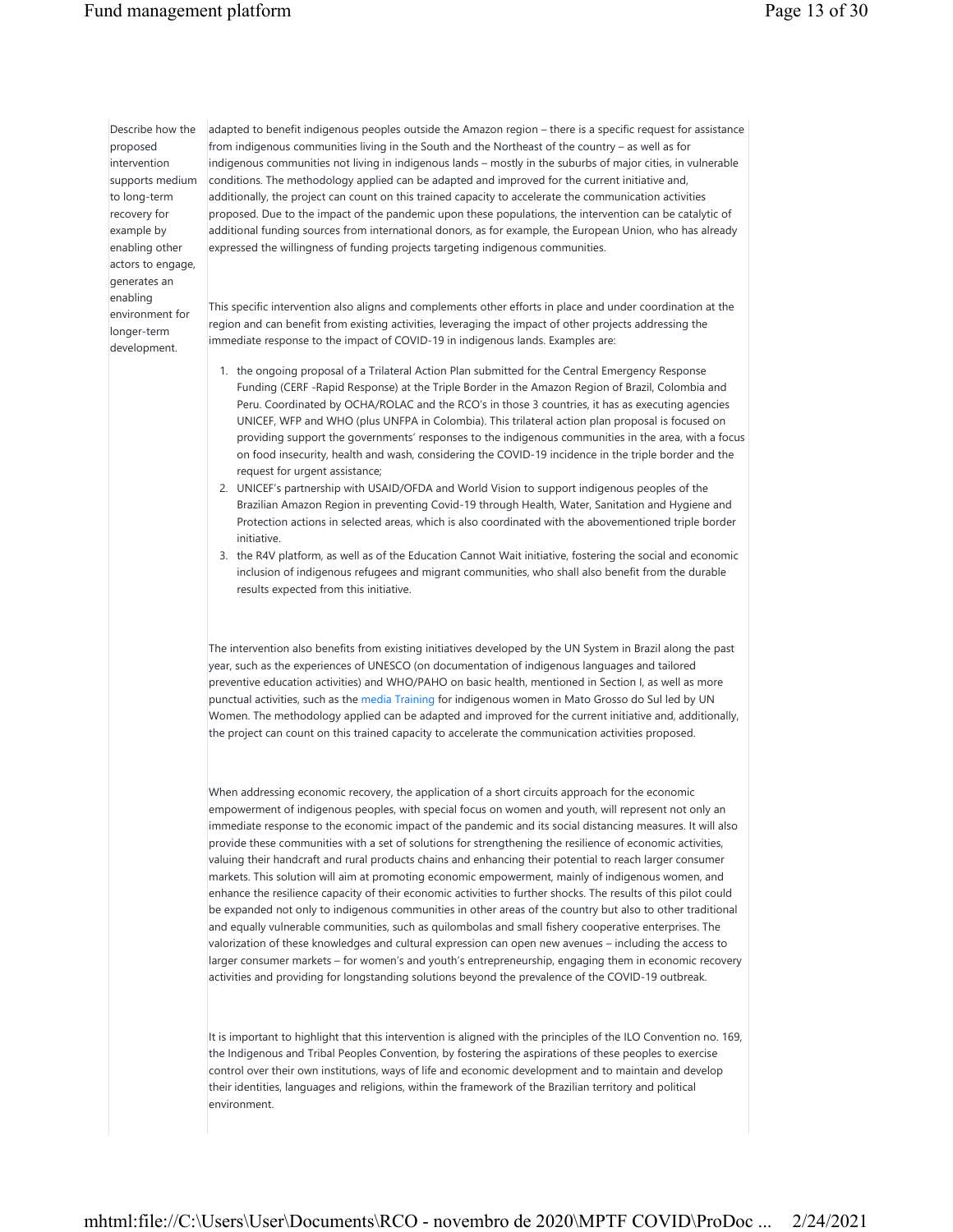| | |
|---|---|
| Describe how the proposed intervention supports medium to long-term recovery for example by enabling other actors to engage, generates an enabling environment for longer-term development. | adapted to benefit indigenous peoples outside the Amazon region – there is a specific request for assistance from indigenous communities living in the South and the Northeast of the country – as well as for indigenous communities not living in indigenous lands – mostly in the suburbs of major cities, in vulnerable conditions. The methodology applied can be adapted and improved for the current initiative and, additionally, the project can count on this trained capacity to accelerate the communication activities proposed. Due to the impact of the pandemic upon these populations, the intervention can be catalytic of additional funding sources from international donors, as for example, the European Union, who has already expressed the willingness of funding projects targeting indigenous communities.<br><br>This specific intervention also aligns and complements other efforts in place and under coordination at the region and can benefit from existing activities, leveraging the impact of other projects addressing the immediate response to the impact of COVID-19 in indigenous lands. Examples are:<br><br>1. the ongoing proposal of a Trilateral Action Plan submitted for the Central Emergency Response Funding (CERF -Rapid Response) at the Triple Border in the Amazon Region of Brazil, Colombia and Peru. Coordinated by OCHA/ROLAC and the RCO's in those 3 countries, it has as executing agencies UNICEF, WFP and WHO (plus UNFPA in Colombia). This trilateral action plan proposal is focused on providing support the governments' responses to the indigenous communities in the area, with a focus on food insecurity, health and wash, considering the COVID-19 incidence in the triple border and the request for urgent assistance;<br>2. UNICEF's partnership with USAID/OFDA and World Vision to support indigenous peoples of the Brazilian Amazon Region in preventing Covid-19 through Health, Water, Sanitation and Hygiene and Protection actions in selected areas, which is also coordinated with the abovementioned triple border initiative.<br>3. the R4V platform, as well as of the Education Cannot Wait initiative, fostering the social and economic inclusion of indigenous refugees and migrant communities, who shall also benefit from the durable results expected from this initiative.<br><br>The intervention also benefits from existing initiatives developed by the UN System in Brazil along the past year, such as the experiences of UNESCO (on documentation of indigenous languages and tailored preventive education activities) and WHO/PAHO on basic health, mentioned in Section I, as well as more punctual activities, such as the media Training for indigenous women in Mato Grosso do Sul led by UN Women. The methodology applied can be adapted and improved for the current initiative and, additionally, the project can count on this trained capacity to accelerate the communication activities proposed.<br><br>When addressing economic recovery, the application of a short circuits approach for the economic empowerment of indigenous peoples, with special focus on women and youth, will represent not only an immediate response to the economic impact of the pandemic and its social distancing measures. It will also provide these communities with a set of solutions for strengthening the resilience of economic activities, valuing their handcraft and rural products chains and enhancing their potential to reach larger consumer markets. This solution will aim at promoting economic empowerment, mainly of indigenous women, and enhance the resilience capacity of their economic activities to further shocks. The results of this pilot could be expanded not only to indigenous communities in other areas of the country but also to other traditional and equally vulnerable communities, such as quilombolas and small fishery cooperative enterprises. The valorization of these knowledges and cultural expression can open new avenues – including the access to larger consumer markets – for women's and youth's entrepreneurship, engaging them in economic recovery activities and providing for longstanding solutions beyond the prevalence of the COVID-19 outbreak.<br><br>It is important to highlight that this intervention is aligned with the principles of the ILO Convention no. 169, the Indigenous and Tribal Peoples Convention, by fostering the aspirations of these peoples to exercise control over their own institutions, ways of life and economic development and to maintain and develop their identities, languages and religions, within the framework of the Brazilian territory and political environment. |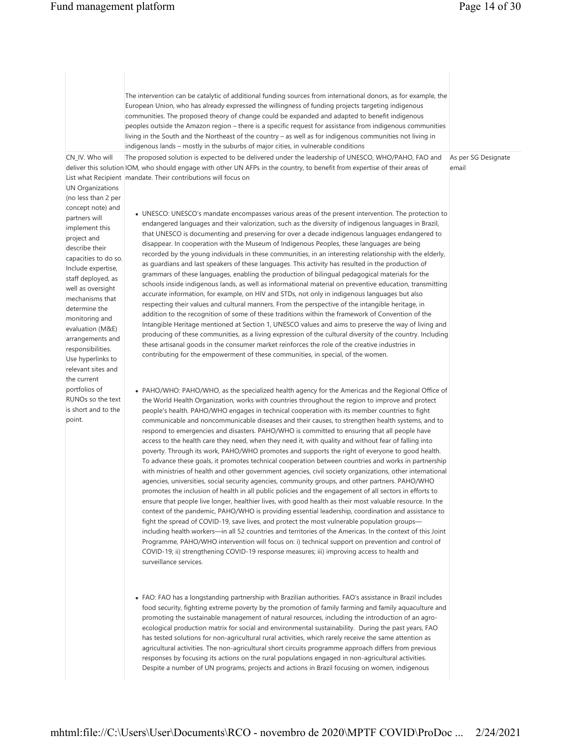| | | |
|---|---|---|
| | The intervention can be catalytic of additional funding sources from international donors, as for example, the European Union, who has already expressed the willingness of funding projects targeting indigenous communities. The proposed theory of change could be expanded and adapted to benefit indigenous peoples outside the Amazon region – there is a specific request for assistance from indigenous communities living in the South and the Northeast of the country – as well as for indigenous communities not living in indigenous lands – mostly in the suburbs of major cities, in vulnerable conditions | |
| CN_IV. Who will deliver this solution List what Recipient UN Organizations (no less than 2 per concept note) and partners will implement this project and describe their capacities to do so. Include expertise, staff deployed, as well as oversight mechanisms that determine the monitoring and evaluation (M&E) arrangements and responsibilities. Use hyperlinks to relevant sites and the current portfolios of RUNOs so the text is short and to the point. | The proposed solution is expected to be delivered under the leadership of UNESCO, WHO/PAHO, FAO and IOM, who should engage with other UN AFPs in the country, to benefit from expertise of their areas of mandate. Their contributions will focus on<br><br>• UNESCO: UNESCO's mandate encompasses various areas of the present intervention. The protection to endangered languages and their valorization, such as the diversity of indigenous languages in Brazil, that UNESCO is documenting and preserving for over a decade indigenous languages endangered to disappear. In cooperation with the Museum of Indigenous Peoples, these languages are being recorded by the young individuals in these communities, in an interesting relationship with the elderly, as guardians and last speakers of these languages. This activity has resulted in the production of grammars of these languages, enabling the production of bilingual pedagogical materials for the schools inside indigenous lands, as well as informational material on preventive education, transmitting accurate information, for example, on HIV and STDs, not only in indigenous languages but also respecting their values and cultural manners. From the perspective of the intangible heritage, in addition to the recognition of some of these traditions within the framework of Convention of the Intangible Heritage mentioned at Section 1, UNESCO values and aims to preserve the way of living and producing of these communities, as a living expression of the cultural diversity of the country. Including these artisanal goods in the consumer market reinforces the role of the creative industries in contributing for the empowerment of these communities, in special, of the women.<br><br>• PAHO/WHO: PAHO/WHO, as the specialized health agency for the Americas and the Regional Office of the World Health Organization, works with countries throughout the region to improve and protect people's health. PAHO/WHO engages in technical cooperation with its member countries to fight communicable and noncommunicable diseases and their causes, to strengthen health systems, and to respond to emergencies and disasters. PAHO/WHO is committed to ensuring that all people have access to the health care they need, when they need it, with quality and without fear of falling into poverty. Through its work, PAHO/WHO promotes and supports the right of everyone to good health. To advance these goals, it promotes technical cooperation between countries and works in partnership with ministries of health and other government agencies, civil society organizations, other international agencies, universities, social security agencies, community groups, and other partners. PAHO/WHO promotes the inclusion of health in all public policies and the engagement of all sectors in efforts to ensure that people live longer, healthier lives, with good health as their most valuable resource. In the context of the pandemic, PAHO/WHO is providing essential leadership, coordination and assistance to fight the spread of COVID-19, save lives, and protect the most vulnerable population groups—including health workers—in all 52 countries and territories of the Americas. In the context of this Joint Programme, PAHO/WHO intervention will focus on: i) technical support on prevention and control of COVID-19; ii) strengthening COVID-19 response measures; iii) improving access to health and surveillance services.<br><br>• FAO: FAO has a longstanding partnership with Brazilian authorities. FAO's assistance in Brazil includes food security, fighting extreme poverty by the promotion of family farming and family aquaculture and promoting the sustainable management of natural resources, including the introduction of an agro-ecological production matrix for social and environmental sustainability. During the past years, FAO has tested solutions for non-agricultural rural activities, which rarely receive the same attention as agricultural activities. The non-agricultural short circuits programme approach differs from previous responses by focusing its actions on the rural populations engaged in non-agricultural activities. Despite a number of UN programs, projects and actions in Brazil focusing on women, indigenous | As per SG Designate email |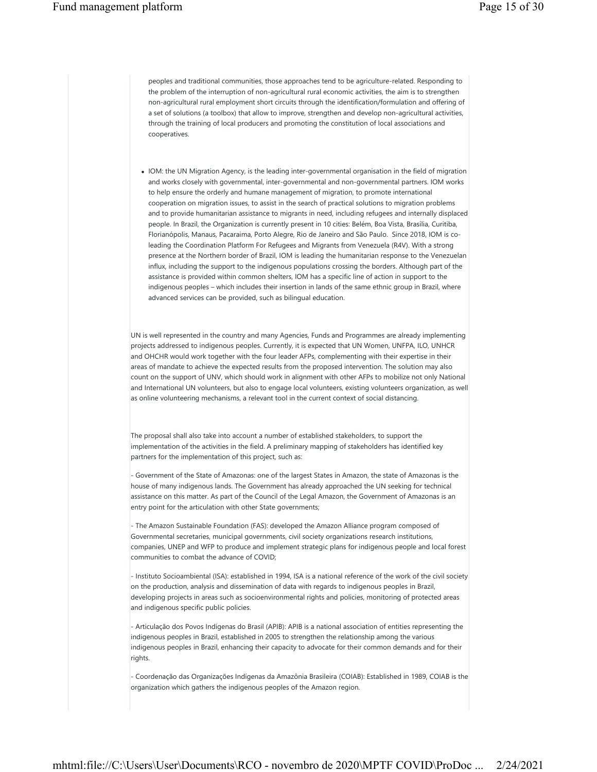peoples and traditional communities, those approaches tend to be agriculture-related. Responding to the problem of the interruption of non-agricultural rural economic activities, the aim is to strengthen non-agricultural rural employment short circuits through the identification/formulation and offering of a set of solutions (a toolbox) that allow to improve, strengthen and develop non-agricultural activities, through the training of local producers and promoting the constitution of local associations and cooperatives.

- IOM: the UN Migration Agency, is the leading inter-governmental organisation in the field of migration and works closely with governmental, inter-governmental and non-governmental partners. IOM works to help ensure the orderly and humane management of migration, to promote international cooperation on migration issues, to assist in the search of practical solutions to migration problems and to provide humanitarian assistance to migrants in need, including refugees and internally displaced people. In Brazil, the Organization is currently present in 10 cities: Belém, Boa Vista, Brasília, Curitiba, Florianópolis, Manaus, Pacaraima, Porto Alegre, Rio de Janeiro and São Paulo. Since 2018, IOM is co-leading the Coordination Platform For Refugees and Migrants from Venezuela (R4V). With a strong presence at the Northern border of Brazil, IOM is leading the humanitarian response to the Venezuelan influx, including the support to the indigenous populations crossing the borders. Although part of the assistance is provided within common shelters, IOM has a specific line of action in support to the indigenous peoples – which includes their insertion in lands of the same ethnic group in Brazil, where advanced services can be provided, such as bilingual education.

UN is well represented in the country and many Agencies, Funds and Programmes are already implementing projects addressed to indigenous peoples. Currently, it is expected that UN Women, UNFPA, ILO, UNHCR and OHCHR would work together with the four leader AFPs, complementing with their expertise in their areas of mandate to achieve the expected results from the proposed intervention. The solution may also count on the support of UNV, which should work in alignment with other AFPs to mobilize not only National and International UN volunteers, but also to engage local volunteers, existing volunteers organization, as well as online volunteering mechanisms, a relevant tool in the current context of social distancing.

The proposal shall also take into account a number of established stakeholders, to support the implementation of the activities in the field. A preliminary mapping of stakeholders has identified key partners for the implementation of this project, such as:

- Government of the State of Amazonas: one of the largest States in Amazon, the state of Amazonas is the house of many indigenous lands. The Government has already approached the UN seeking for technical assistance on this matter. As part of the Council of the Legal Amazon, the Government of Amazonas is an entry point for the articulation with other State governments;

- The Amazon Sustainable Foundation (FAS): developed the Amazon Alliance program composed of Governmental secretaries, municipal governments, civil society organizations research institutions, companies, UNEP and WFP to produce and implement strategic plans for indigenous people and local forest communities to combat the advance of COVID;

- Instituto Socioambiental (ISA): established in 1994, ISA is a national reference of the work of the civil society on the production, analysis and dissemination of data with regards to indigenous peoples in Brazil, developing projects in areas such as socioenvironmental rights and policies, monitoring of protected areas and indigenous specific public policies.

- Articulação dos Povos Indígenas do Brasil (APIB): APIB is a national association of entities representing the indigenous peoples in Brazil, established in 2005 to strengthen the relationship among the various indigenous peoples in Brazil, enhancing their capacity to advocate for their common demands and for their rights.

- Coordenação das Organizações Indígenas da Amazônia Brasileira (COIAB): Established in 1989, COIAB is the organization which gathers the indigenous peoples of the Amazon region.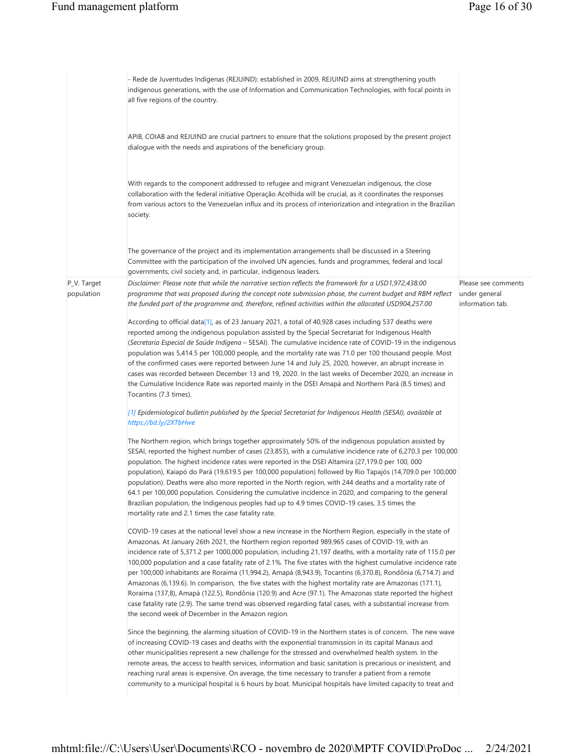| | | |
|---|---|---|
| | - Rede de Juventudes Indígenas (REJUIND): established in 2009, REJUIND aims at strengthening youth indigenous generations, with the use of Information and Communication Technologies, with focal points in all five regions of the country.<br><br>APIB, COIAB and REJUIND are crucial partners to ensure that the solutions proposed by the present project dialogue with the needs and aspirations of the beneficiary group.<br><br>With regards to the component addressed to refugee and migrant Venezuelan indigenous, the close collaboration with the federal initiative Operação Acolhida will be crucial, as it coordinates the responses from various actors to the Venezuelan influx and its process of interiorization and integration in the Brazilian society.<br><br>The governance of the project and its implementation arrangements shall be discussed in a Steering Committee with the participation of the involved UN agencies, funds and programmes, federal and local governments, civil society and, in particular, indigenous leaders. | |
| P_V. Target population | *Disclaimer: Please note that while the narrative section reflects the framework for a USD1,972,438.00 programme that was proposed during the concept note submission phase, the current budget and RBM reflect the funded part of the programme and, therefore, refined activities within the allocated USD904,257.00*<br><br>According to official data[1], as of 23 January 2021, a total of 40,928 cases including 537 deaths were reported among the indigenous population assisted by the Special Secretariat for Indigenous Health (*Secretaria Especial de Saúde Indígena* – SESAI). The cumulative incidence rate of COVID-19 in the indigenous population was 5,414.5 per 100,000 people, and the mortality rate was 71.0 per 100 thousand people. Most of the confirmed cases were reported between June 14 and July 25, 2020, however, an abrupt increase in cases was recorded between December 13 and 19, 2020. In the last weeks of December 2020, an increase in the Cumulative Incidence Rate was reported mainly in the DSEI Amapá and Northern Pará (8.5 times) and Tocantins (7.3 times).<br><br>*[1] Epidemiological bulletin published by the Special Secretariat for Indigenous Health (SESAI), available at https://bit.ly/2XTbHwe*<br><br>The Northern region, which brings together approximately 50% of the indigenous population assisted by SESAI, reported the highest number of cases (23,853), with a cumulative incidence rate of 6,270.3 per 100,000 population. The highest incidence rates were reported in the DSEI Altamira (27,179.0 per 100, 000 population), Kaiapó do Pará (19,619.5 per 100,000 population) followed by Rio Tapajós (14,709.0 per 100,000 population). Deaths were also more reported in the North region, with 244 deaths and a mortality rate of 64.1 per 100,000 population. Considering the cumulative incidence in 2020, and comparing to the general Brazilian population, the Indigenous peoples had up to 4.9 times COVID-19 cases, 3.5 times the mortality rate and 2.1 times the case fatality rate.<br><br>COVID-19 cases at the national level show a new increase in the Northern Region, especially in the state of Amazonas. At January 26th 2021, the Northern region reported 989,965 cases of COVID-19, with an incidence rate of 5,371.2 per 1000,000 population, including 21,197 deaths, with a mortality rate of 115.0 per 100,000 population and a case fatality rate of 2.1%. The five states with the highest cumulative incidence rate per 100,000 inhabitants are Roraima (11,994.2), Amapá (8,943.9), Tocantins (6,370.8), Rondônia (6,714.7) and Amazonas (6,139.6). In comparison, the five states with the highest mortality rate are Amazonas (171.1), Roraima (137,8), Amapá (122.5), Rondônia (120.9) and Acre (97.1). The Amazonas state reported the highest case fatality rate (2.9). The same trend was observed regarding fatal cases, with a substantial increase from the second week of December in the Amazon region.<br><br>Since the beginning, the alarming situation of COVID-19 in the Northern states is of concern. The new wave of increasing COVID-19 cases and deaths with the exponential transmission in its capital Manaus and other municipalities represent a new challenge for the stressed and overwhelmed health system. In the remote areas, the access to health services, information and basic sanitation is precarious or inexistent, and reaching rural areas is expensive. On average, the time necessary to transfer a patient from a remote community to a municipal hospital is 6 hours by boat. Municipal hospitals have limited capacity to treat and | Please see comments under general information tab. |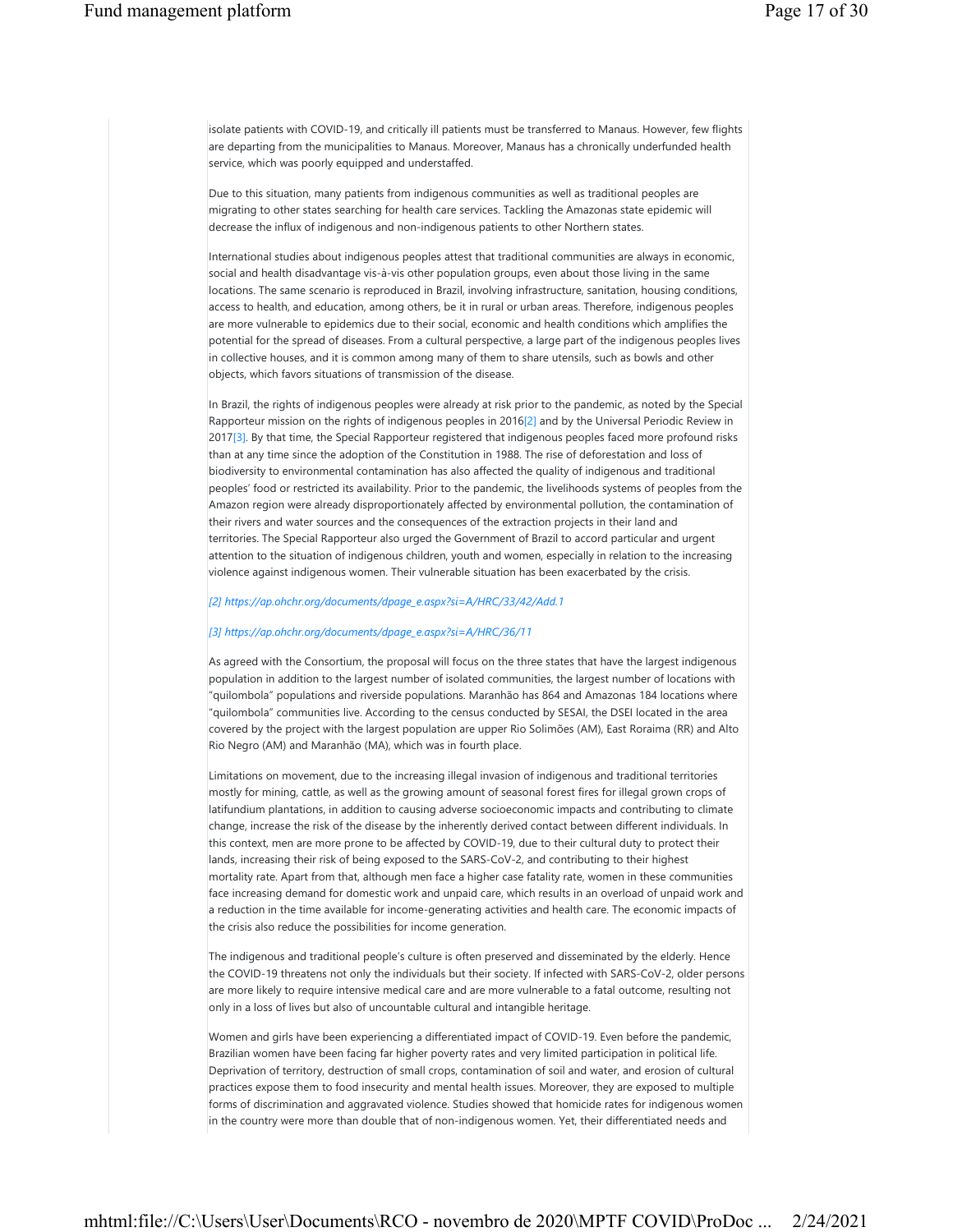isolate patients with COVID-19, and critically ill patients must be transferred to Manaus. However, few flights are departing from the municipalities to Manaus. Moreover, Manaus has a chronically underfunded health service, which was poorly equipped and understaffed.

Due to this situation, many patients from indigenous communities as well as traditional peoples are migrating to other states searching for health care services. Tackling the Amazonas state epidemic will decrease the influx of indigenous and non-indigenous patients to other Northern states.

International studies about indigenous peoples attest that traditional communities are always in economic, social and health disadvantage vis-à-vis other population groups, even about those living in the same locations. The same scenario is reproduced in Brazil, involving infrastructure, sanitation, housing conditions, access to health, and education, among others, be it in rural or urban areas. Therefore, indigenous peoples are more vulnerable to epidemics due to their social, economic and health conditions which amplifies the potential for the spread of diseases. From a cultural perspective, a large part of the indigenous peoples lives in collective houses, and it is common among many of them to share utensils, such as bowls and other objects, which favors situations of transmission of the disease.

In Brazil, the rights of indigenous peoples were already at risk prior to the pandemic, as noted by the Special Rapporteur mission on the rights of indigenous peoples in 2016[2] and by the Universal Periodic Review in 2017[3]. By that time, the Special Rapporteur registered that indigenous peoples faced more profound risks than at any time since the adoption of the Constitution in 1988. The rise of deforestation and loss of biodiversity to environmental contamination has also affected the quality of indigenous and traditional peoples' food or restricted its availability. Prior to the pandemic, the livelihoods systems of peoples from the Amazon region were already disproportionately affected by environmental pollution, the contamination of their rivers and water sources and the consequences of the extraction projects in their land and territories. The Special Rapporteur also urged the Government of Brazil to accord particular and urgent attention to the situation of indigenous children, youth and women, especially in relation to the increasing violence against indigenous women. Their vulnerable situation has been exacerbated by the crisis.

*[2] https://ap.ohchr.org/documents/dpage_e.aspx?si=A/HRC/33/42/Add.1*

*[3] https://ap.ohchr.org/documents/dpage_e.aspx?si=A/HRC/36/11*

As agreed with the Consortium, the proposal will focus on the three states that have the largest indigenous population in addition to the largest number of isolated communities, the largest number of locations with "quilombola" populations and riverside populations. Maranhão has 864 and Amazonas 184 locations where "quilombola" communities live. According to the census conducted by SESAI, the DSEI located in the area covered by the project with the largest population are upper Rio Solimões (AM), East Roraima (RR) and Alto Rio Negro (AM) and Maranhão (MA), which was in fourth place.

Limitations on movement, due to the increasing illegal invasion of indigenous and traditional territories mostly for mining, cattle, as well as the growing amount of seasonal forest fires for illegal grown crops of latifundium plantations, in addition to causing adverse socioeconomic impacts and contributing to climate change, increase the risk of the disease by the inherently derived contact between different individuals. In this context, men are more prone to be affected by COVID-19, due to their cultural duty to protect their lands, increasing their risk of being exposed to the SARS-CoV-2, and contributing to their highest mortality rate. Apart from that, although men face a higher case fatality rate, women in these communities face increasing demand for domestic work and unpaid care, which results in an overload of unpaid work and a reduction in the time available for income-generating activities and health care. The economic impacts of the crisis also reduce the possibilities for income generation.

The indigenous and traditional people's culture is often preserved and disseminated by the elderly. Hence the COVID-19 threatens not only the individuals but their society. If infected with SARS-CoV-2, older persons are more likely to require intensive medical care and are more vulnerable to a fatal outcome, resulting not only in a loss of lives but also of uncountable cultural and intangible heritage.

Women and girls have been experiencing a differentiated impact of COVID-19. Even before the pandemic, Brazilian women have been facing far higher poverty rates and very limited participation in political life. Deprivation of territory, destruction of small crops, contamination of soil and water, and erosion of cultural practices expose them to food insecurity and mental health issues. Moreover, they are exposed to multiple forms of discrimination and aggravated violence. Studies showed that homicide rates for indigenous women in the country were more than double that of non-indigenous women. Yet, their differentiated needs and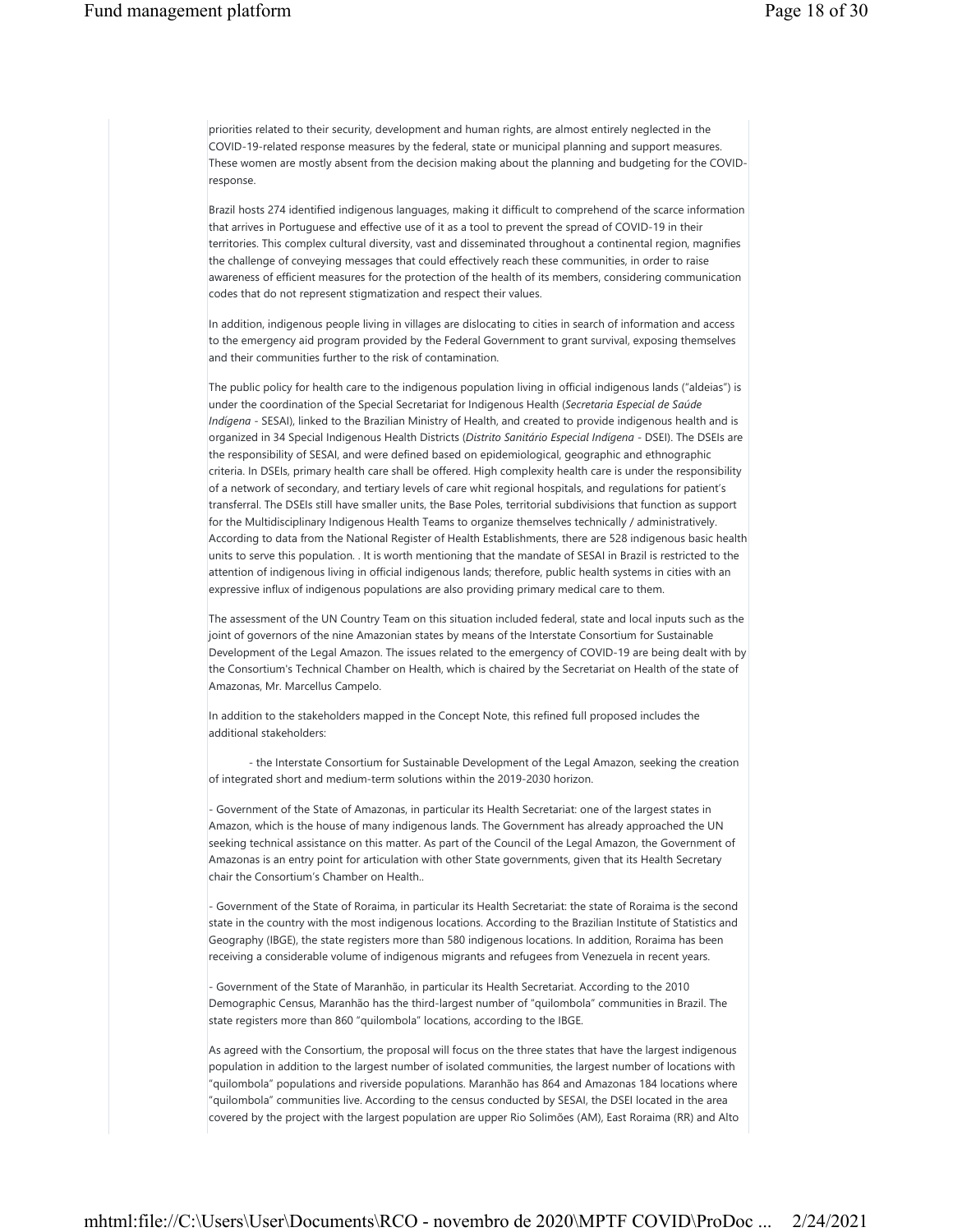priorities related to their security, development and human rights, are almost entirely neglected in the COVID-19-related response measures by the federal, state or municipal planning and support measures. These women are mostly absent from the decision making about the planning and budgeting for the COVID-response.

Brazil hosts 274 identified indigenous languages, making it difficult to comprehend of the scarce information that arrives in Portuguese and effective use of it as a tool to prevent the spread of COVID-19 in their territories. This complex cultural diversity, vast and disseminated throughout a continental region, magnifies the challenge of conveying messages that could effectively reach these communities, in order to raise awareness of efficient measures for the protection of the health of its members, considering communication codes that do not represent stigmatization and respect their values.

In addition, indigenous people living in villages are dislocating to cities in search of information and access to the emergency aid program provided by the Federal Government to grant survival, exposing themselves and their communities further to the risk of contamination.

The public policy for health care to the indigenous population living in official indigenous lands ("aldeias") is under the coordination of the Special Secretariat for Indigenous Health (*Secretaria Especial de Saúde Indígena* - SESAI), linked to the Brazilian Ministry of Health, and created to provide indigenous health and is organized in 34 Special Indigenous Health Districts (*Distrito Sanitário Especial Indígena* - DSEI). The DSEIs are the responsibility of SESAI, and were defined based on epidemiological, geographic and ethnographic criteria. In DSEIs, primary health care shall be offered. High complexity health care is under the responsibility of a network of secondary, and tertiary levels of care whit regional hospitals, and regulations for patient's transferral. The DSEIs still have smaller units, the Base Poles, territorial subdivisions that function as support for the Multidisciplinary Indigenous Health Teams to organize themselves technically / administratively. According to data from the National Register of Health Establishments, there are 528 indigenous basic health units to serve this population. . It is worth mentioning that the mandate of SESAI in Brazil is restricted to the attention of indigenous living in official indigenous lands; therefore, public health systems in cities with an expressive influx of indigenous populations are also providing primary medical care to them.

The assessment of the UN Country Team on this situation included federal, state and local inputs such as the joint of governors of the nine Amazonian states by means of the Interstate Consortium for Sustainable Development of the Legal Amazon. The issues related to the emergency of COVID-19 are being dealt with by the Consortium's Technical Chamber on Health, which is chaired by the Secretariat on Health of the state of Amazonas, Mr. Marcellus Campelo.

In addition to the stakeholders mapped in the Concept Note, this refined full proposed includes the additional stakeholders:

- the Interstate Consortium for Sustainable Development of the Legal Amazon, seeking the creation of integrated short and medium-term solutions within the 2019-2030 horizon.

- Government of the State of Amazonas, in particular its Health Secretariat: one of the largest states in Amazon, which is the house of many indigenous lands. The Government has already approached the UN seeking technical assistance on this matter. As part of the Council of the Legal Amazon, the Government of Amazonas is an entry point for articulation with other State governments, given that its Health Secretary chair the Consortium's Chamber on Health..

- Government of the State of Roraima, in particular its Health Secretariat: the state of Roraima is the second state in the country with the most indigenous locations. According to the Brazilian Institute of Statistics and Geography (IBGE), the state registers more than 580 indigenous locations. In addition, Roraima has been receiving a considerable volume of indigenous migrants and refugees from Venezuela in recent years.

- Government of the State of Maranhão, in particular its Health Secretariat. According to the 2010 Demographic Census, Maranhão has the third-largest number of "quilombola" communities in Brazil. The state registers more than 860 "quilombola" locations, according to the IBGE.

As agreed with the Consortium, the proposal will focus on the three states that have the largest indigenous population in addition to the largest number of isolated communities, the largest number of locations with "quilombola" populations and riverside populations. Maranhão has 864 and Amazonas 184 locations where "quilombola" communities live. According to the census conducted by SESAI, the DSEI located in the area covered by the project with the largest population are upper Rio Solimões (AM), East Roraima (RR) and Alto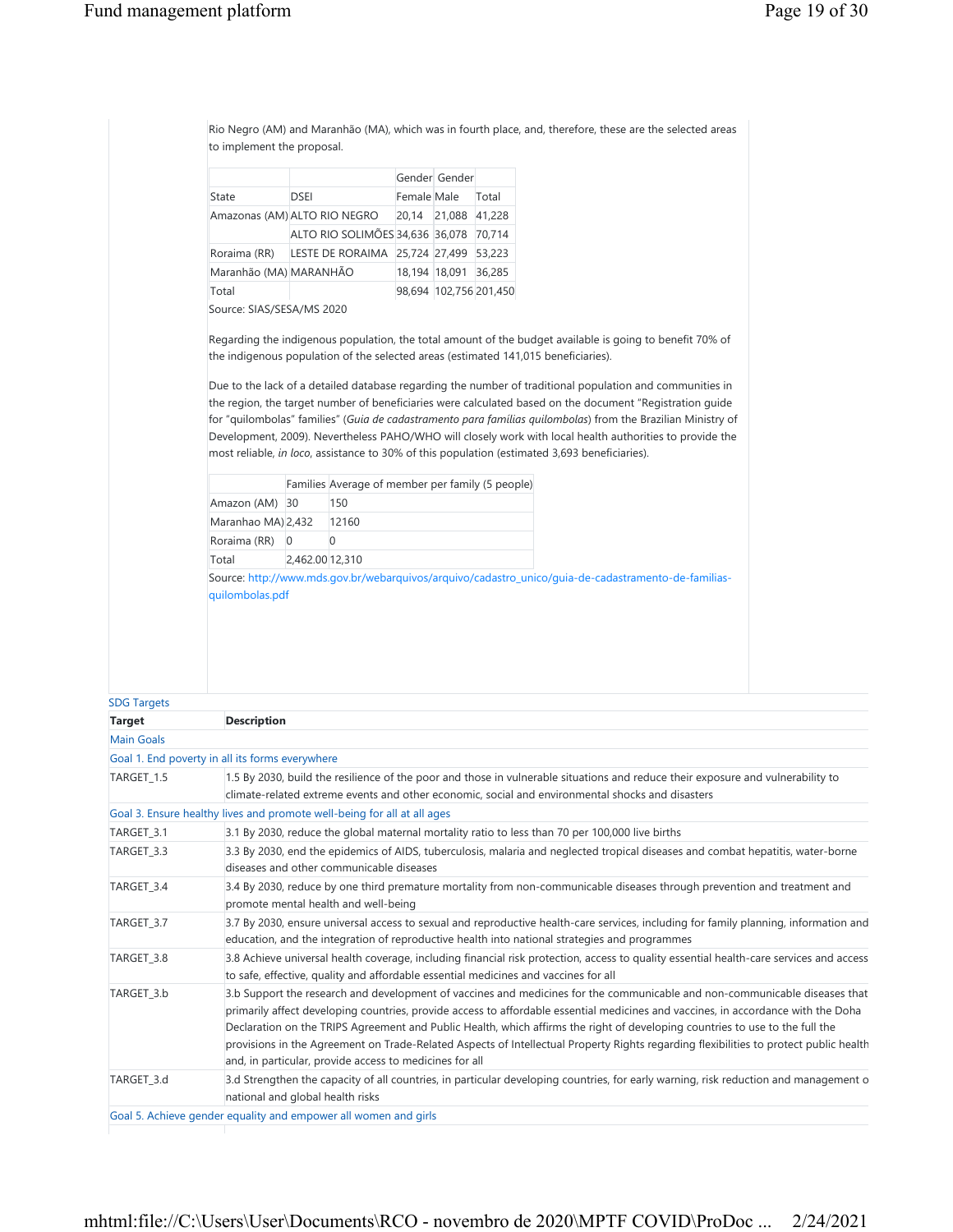Rio Negro (AM) and Maranhão (MA), which was in fourth place, and, therefore, these are the selected areas to implement the proposal.

| | | Gender | Gender | |
|---|---|---|---|---|
| State | DSEI | Female | Male | Total |
| Amazonas (AM) | ALTO RIO NEGRO | 20,14 | 21,088 | 41,228 |
| | ALTO RIO SOLIMÕES | 34,636 | 36,078 | 70,714 |
| Roraima (RR) | LESTE DE RORAIMA | 25,724 | 27,499 | 53,223 |
| Maranhão (MA) | MARANHÃO | 18,194 | 18,091 | 36,285 |
| Total | | 98,694 | 102,756 | 201,450 |

Source: SIAS/SESA/MS 2020

Regarding the indigenous population, the total amount of the budget available is going to benefit 70% of the indigenous population of the selected areas (estimated 141,015 beneficiaries).

Due to the lack of a detailed database regarding the number of traditional population and communities in the region, the target number of beneficiaries were calculated based on the document "Registration guide for "quilombolas" families" (*Guia de cadastramento para famílias quilombolas*) from the Brazilian Ministry of Development, 2009). Nevertheless PAHO/WHO will closely work with local health authorities to provide the most reliable, *in loco*, assistance to 30% of this population (estimated 3,693 beneficiaries).

| | Families | Average of member per family (5 people) |
|---|---|---|
| Amazon (AM) | 30 | 150 |
| Maranhao MA) | 2,432 | 12160 |
| Roraima (RR) | 0 | 0 |
| Total | 2,462.00 | 12,310 |

Source: http://www.mds.gov.br/webarquivos/arquivo/cadastro_unico/guia-de-cadastramento-de-familias-quilombolas.pdf

SDG Targets

| Target | Description |
|---|---|
| Main Goals | |
| Goal 1. End poverty in all its forms everywhere | |
| TARGET_1.5 | 1.5 By 2030, build the resilience of the poor and those in vulnerable situations and reduce their exposure and vulnerability to climate-related extreme events and other economic, social and environmental shocks and disasters |
| Goal 3. Ensure healthy lives and promote well-being for all at all ages | |
| TARGET_3.1 | 3.1 By 2030, reduce the global maternal mortality ratio to less than 70 per 100,000 live births |
| TARGET_3.3 | 3.3 By 2030, end the epidemics of AIDS, tuberculosis, malaria and neglected tropical diseases and combat hepatitis, water-borne diseases and other communicable diseases |
| TARGET_3.4 | 3.4 By 2030, reduce by one third premature mortality from non-communicable diseases through prevention and treatment and promote mental health and well-being |
| TARGET_3.7 | 3.7 By 2030, ensure universal access to sexual and reproductive health-care services, including for family planning, information and education, and the integration of reproductive health into national strategies and programmes |
| TARGET_3.8 | 3.8 Achieve universal health coverage, including financial risk protection, access to quality essential health-care services and access to safe, effective, quality and affordable essential medicines and vaccines for all |
| TARGET_3.b | 3.b Support the research and development of vaccines and medicines for the communicable and non-communicable diseases that primarily affect developing countries, provide access to affordable essential medicines and vaccines, in accordance with the Doha Declaration on the TRIPS Agreement and Public Health, which affirms the right of developing countries to use to the full the provisions in the Agreement on Trade-Related Aspects of Intellectual Property Rights regarding flexibilities to protect public health and, in particular, provide access to medicines for all |
| TARGET_3.d | 3.d Strengthen the capacity of all countries, in particular developing countries, for early warning, risk reduction and management o national and global health risks |
| Goal 5. Achieve gender equality and empower all women and girls | |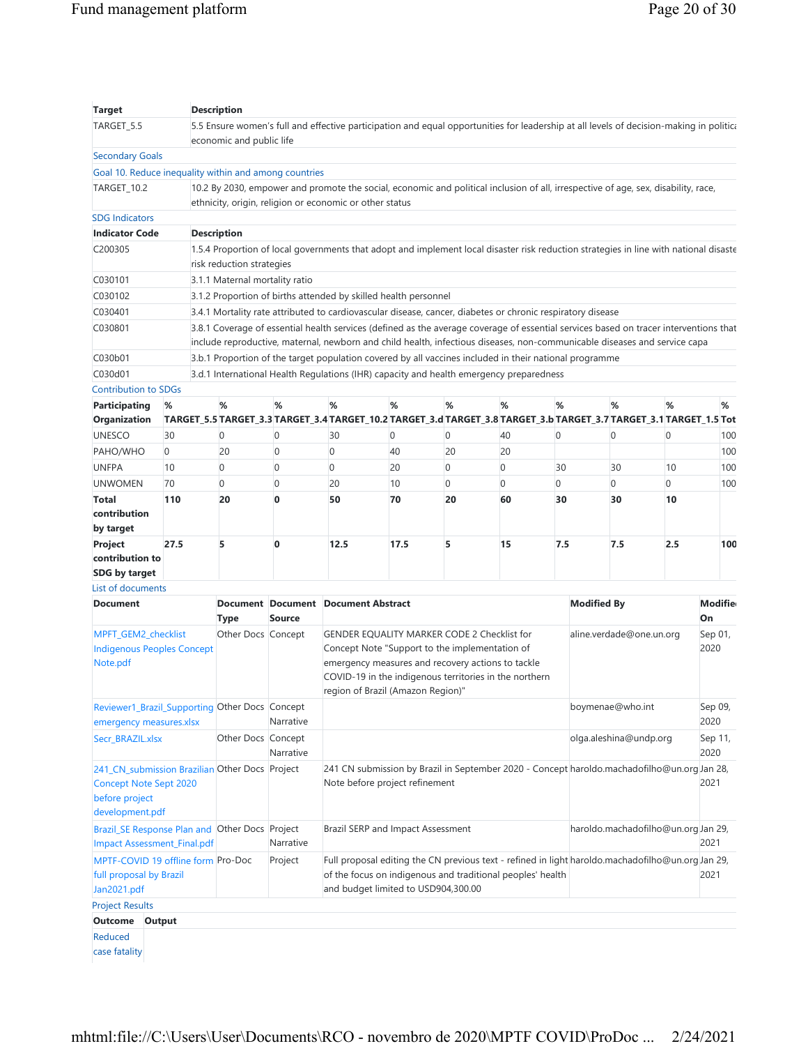| Target | Description |
| --- | --- |
| TARGET_5.5 | 5.5 Ensure women's full and effective participation and equal opportunities for leadership at all levels of decision-making in politica economic and public life |

Secondary Goals

Goal 10. Reduce inequality within and among countries

| | |
| --- | --- |
| TARGET_10.2 | 10.2 By 2030, empower and promote the social, economic and political inclusion of all, irrespective of age, sex, disability, race, ethnicity, origin, religion or economic or other status |

SDG Indicators

| Indicator Code | Description |
| --- | --- |
| C200305 | 1.5.4 Proportion of local governments that adopt and implement local disaster risk reduction strategies in line with national disaste risk reduction strategies |
| C030101 | 3.1.1 Maternal mortality ratio |
| C030102 | 3.1.2 Proportion of births attended by skilled health personnel |
| C030401 | 3.4.1 Mortality rate attributed to cardiovascular disease, cancer, diabetes or chronic respiratory disease |
| C030801 | 3.8.1 Coverage of essential health services (defined as the average coverage of essential services based on tracer interventions that include reproductive, maternal, newborn and child health, infectious diseases, non-communicable diseases and service capa |
| C030b01 | 3.b.1 Proportion of the target population covered by all vaccines included in their national programme |
| C030d01 | 3.d.1 International Health Regulations (IHR) capacity and health emergency preparedness |

Contribution to SDGs

| Participating Organization | % TARGET_5.5 | % TARGET_3.3 | % TARGET_3.4 | % TARGET_10.2 | % TARGET_3.d | % TARGET_3.8 | % TARGET_3.b | % TARGET_3.7 | % TARGET_3.1 | % TARGET_1.5 | % Tot |
| --- | --- | --- | --- | --- | --- | --- | --- | --- | --- | --- | --- |
| UNESCO | 30 | 0 | 0 | 30 | 0 | 0 | 40 | 0 | 0 | 0 | 100 |
| PAHO/WHO | 0 | 20 | 0 | 0 | 40 | 20 | 20 | | | | 100 |
| UNFPA | 10 | 0 | 0 | 0 | 20 | 0 | 0 | 30 | 30 | 10 | 100 |
| UNWOMEN | 70 | 0 | 0 | 20 | 10 | 0 | 0 | 0 | 0 | 0 | 100 |
| **Total contribution by target** | **110** | **20** | **0** | **50** | **70** | **20** | **60** | **30** | **30** | **10** | |
| **Project contribution to SDG by target** | **27.5** | **5** | **0** | **12.5** | **17.5** | **5** | **15** | **7.5** | **7.5** | **2.5** | **100** |

List of documents

| Document | Document Type | Document Source | Document Abstract | Modified By | Modified On |
| --- | --- | --- | --- | --- | --- |
| MPFT_GEM2_checklist Indigenous Peoples Concept Note.pdf | Other Docs | Concept | GENDER EQUALITY MARKER CODE 2 Checklist for Concept Note "Support to the implementation of emergency measures and recovery actions to tackle COVID-19 in the indigenous territories in the northern region of Brazil (Amazon Region)" | aline.verdade@one.un.org | Sep 01, 2020 |
| Reviewer1_Brazil_Supporting emergency measures.xlsx | Other Docs | Concept Narrative | | boymenae@who.int | Sep 09, 2020 |
| Secr_BRAZIL.xlsx | Other Docs | Concept Narrative | | olga.aleshina@undp.org | Sep 11, 2020 |
| 241_CN_submission Brazilian Concept Note Sept 2020 before project development.pdf | Other Docs | Project | 241 CN submission by Brazil in September 2020 - Concept Note before project refinement | haroldo.machadofilho@un.org | Jan 28, 2021 |
| Brazil_SE Response Plan and Impact Assessment_Final.pdf | Other Docs | Project Narrative | Brazil SERP and Impact Assessment | haroldo.machadofilho@un.org | Jan 29, 2021 |
| MPTF-COVID 19 offline form full proposal by Brazil Jan2021.pdf | Pro-Doc | Project | Full proposal editing the CN previous text - refined in light of the focus on indigenous and traditional peoples' health and budget limited to USD904,300.00 | haroldo.machadofilho@un.org | Jan 29, 2021 |

Project Results

| Outcome | Output |
| --- | --- |
| Reduced case fatality | |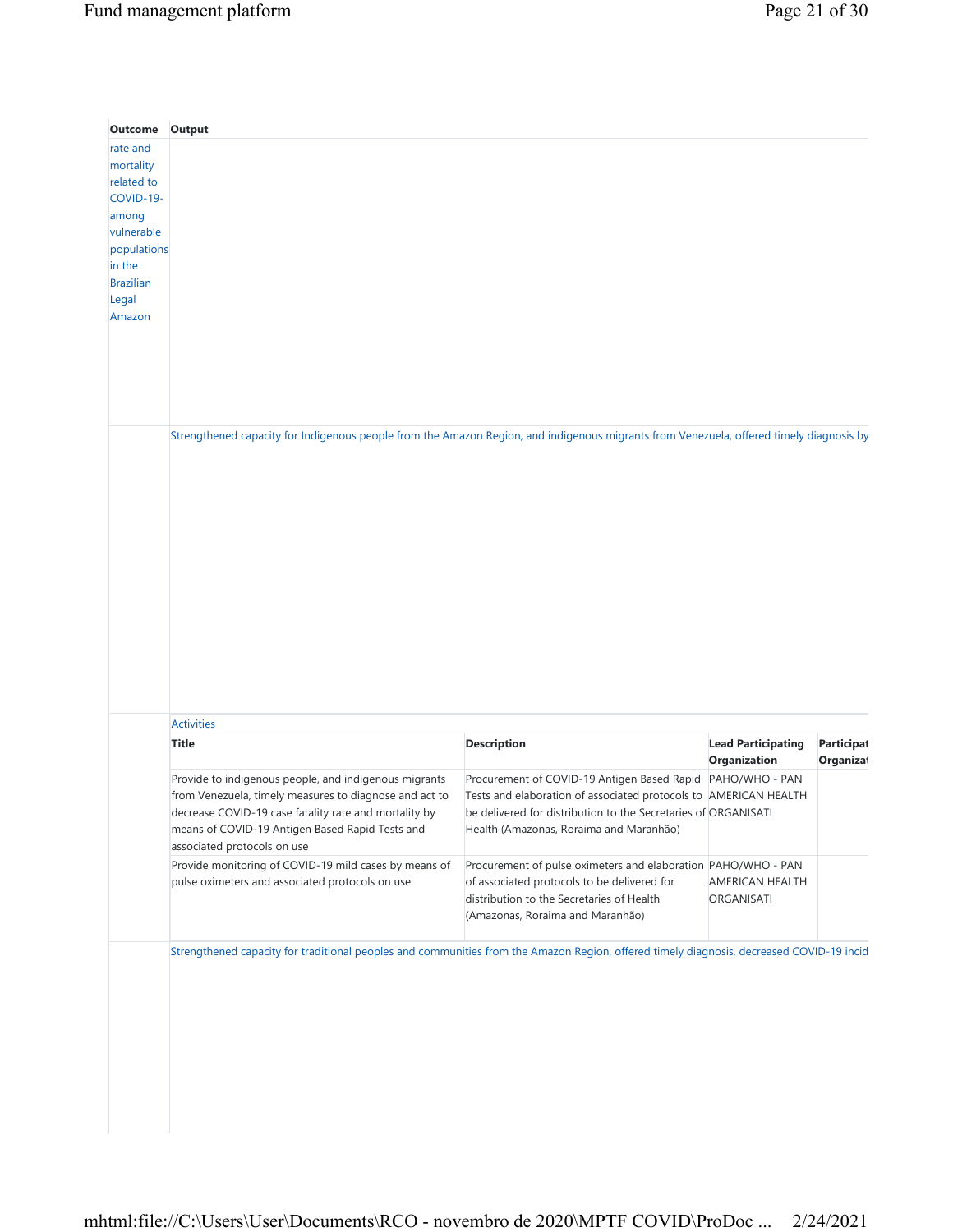| Outcome | Output |
|---|---|
| rate and mortality related to COVID-19- among vulnerable populations in the Brazilian Legal Amazon | |
| | Strengthened capacity for Indigenous people from the Amazon Region, and indigenous migrants from Venezuela, offered timely diagnosis by |

Activities

| Title | Description | Lead Participating Organization | Participat Organizat |
|---|---|---|---|
| Provide to indigenous people, and indigenous migrants from Venezuela, timely measures to diagnose and act to decrease COVID-19 case fatality rate and mortality by means of COVID-19 Antigen Based Rapid Tests and associated protocols on use | Procurement of COVID-19 Antigen Based Rapid Tests and elaboration of associated protocols to be delivered for distribution to the Secretaries of Health (Amazonas, Roraima and Maranhão) | PAHO/WHO - PAN AMERICAN HEALTH ORGANISATI | |
| Provide monitoring of COVID-19 mild cases by means of pulse oximeters and associated protocols on use | Procurement of pulse oximeters and elaboration of associated protocols to be delivered for distribution to the Secretaries of Health (Amazonas, Roraima and Maranhão) | PAHO/WHO - PAN AMERICAN HEALTH ORGANISATI | |

| Outcome | Output |
|---|---|
| | Strengthened capacity for traditional peoples and communities from the Amazon Region, offered timely diagnosis, decreased COVID-19 incid |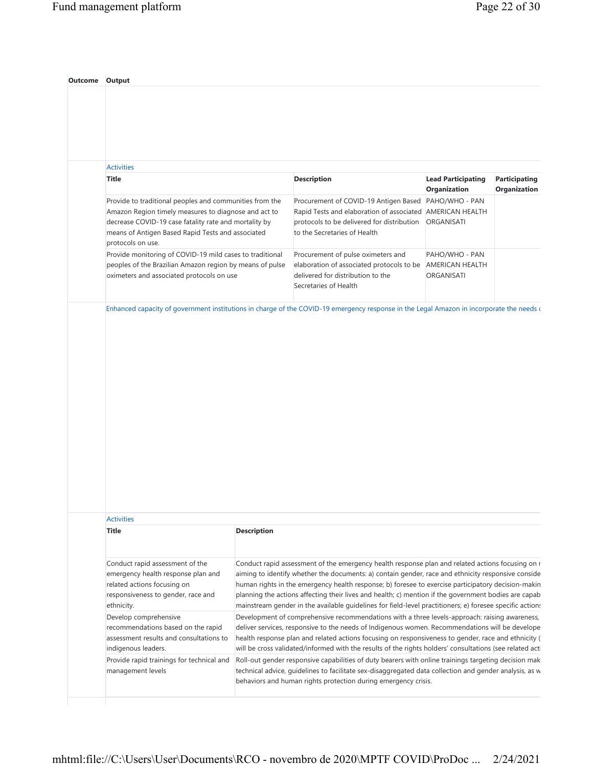| Outcome | Output |
|---|---|
| | |

Activities

| Title | Description | Lead Participating Organization | Participating Organization |
|---|---|---|---|
| Provide to traditional peoples and communities from the Amazon Region timely measures to diagnose and act to decrease COVID-19 case fatality rate and mortality by means of Antigen Based Rapid Tests and associated protocols on use. | Procurement of COVID-19 Antigen Based Rapid Tests and elaboration of associated protocols to be delivered for distribution to the Secretaries of Health | PAHO/WHO - PAN AMERICAN HEALTH ORGANISATI | |
| Provide monitoring of COVID-19 mild cases to traditional peoples of the Brazilian Amazon region by means of pulse oximeters and associated protocols on use | Procurement of pulse oximeters and elaboration of associated protocols to be delivered for distribution to the Secretaries of Health | PAHO/WHO - PAN AMERICAN HEALTH ORGANISATI | |

Enhanced capacity of government institutions in charge of the COVID-19 emergency response in the Legal Amazon in incorporate the needs (

Activities

| Title | Description |
|---|---|
| Conduct rapid assessment of the emergency health response plan and related actions focusing on responsiveness to gender, race and ethnicity. | Conduct rapid assessment of the emergency health response plan and related actions focusing on r aiming to identify whether the documents: a) contain gender, race and ethnicity responsive conside human rights in the emergency health response; b) foresee to exercise participatory decision-makin planning the actions affecting their lives and health; c) mention if the government bodies are capab mainstream gender in the available guidelines for field-level practitioners; e) foresee specific action |
| Develop comprehensive recommendations based on the rapid assessment results and consultations to indigenous leaders. | Development of comprehensive recommendations with a three levels-approach: raising awareness, deliver services, responsive to the needs of Indigenous women. Recommendations will be develope health response plan and related actions focusing on responsiveness to gender, race and ethnicity ( will be cross validated/informed with the results of the rights holders' consultations (see related acti |
| Provide rapid trainings for technical and management levels | Roll-out gender responsive capabilities of duty bearers with online trainings targeting decision mak technical advice, guidelines to facilitate sex-disaggregated data collection and gender analysis, as w behaviors and human rights protection during emergency crisis. |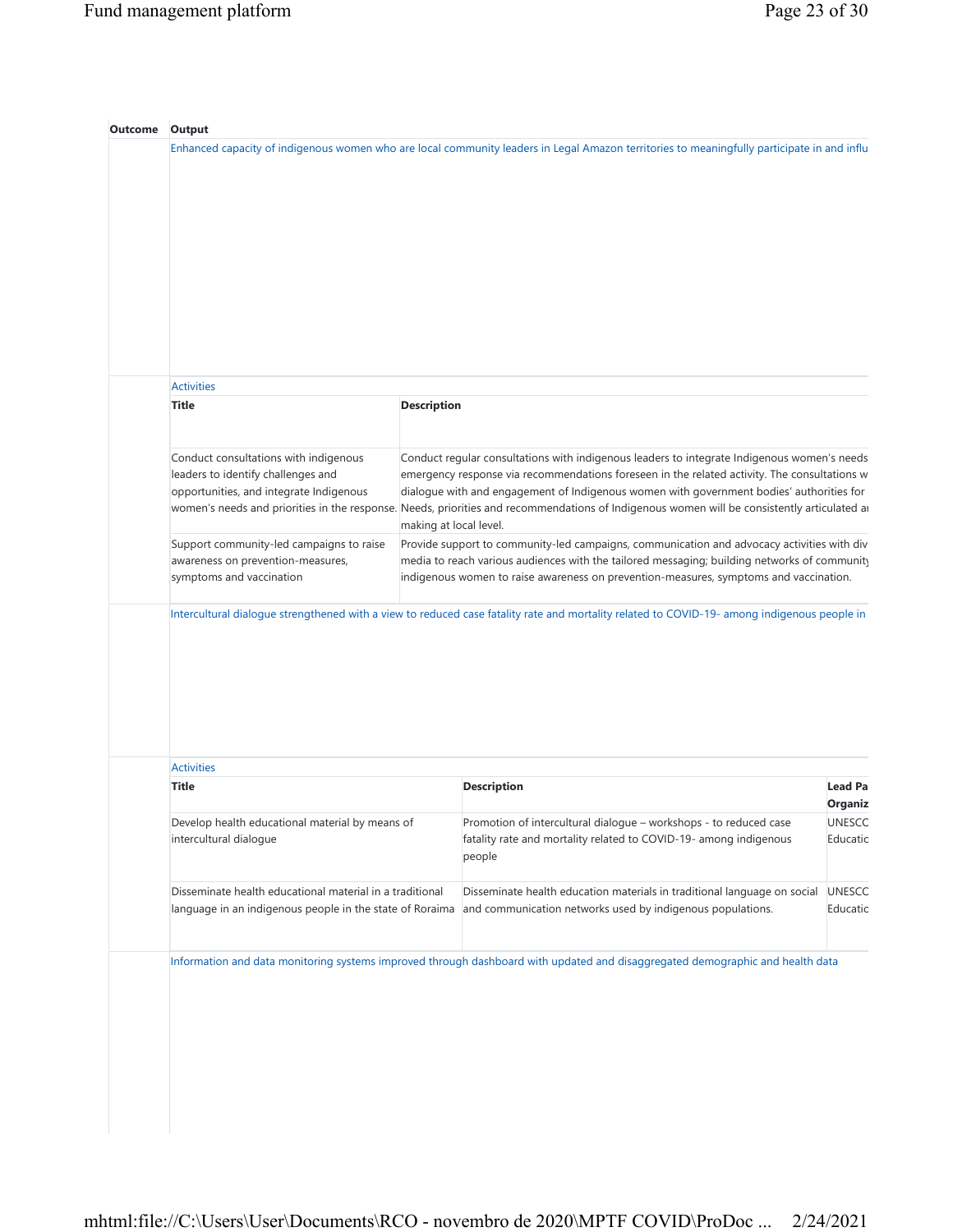| Outcome | Output |
|---|---|
| | Enhanced capacity of indigenous women who are local community leaders in Legal Amazon territories to meaningfully participate in and influ |

Activities

| Title | Description |
|---|---|
| Conduct consultations with indigenous leaders to identify challenges and opportunities, and integrate Indigenous women's needs and priorities in the response. | Conduct regular consultations with indigenous leaders to integrate Indigenous women's needs emergency response via recommendations foreseen in the related activity. The consultations w dialogue with and engagement of Indigenous women with government bodies' authorities for Needs, priorities and recommendations of Indigenous women will be consistently articulated a making at local level. |
| Support community-led campaigns to raise awareness on prevention-measures, symptoms and vaccination | Provide support to community-led campaigns, communication and advocacy activities with div media to reach various audiences with the tailored messaging; building networks of community indigenous women to raise awareness on prevention-measures, symptoms and vaccination. |

| Outcome | Output |
|---|---|
| | Intercultural dialogue strengthened with a view to reduced case fatality rate and mortality related to COVID-19- among indigenous people in |

Activities

| Title | Description | Lead Pa Organiz |
|---|---|---|
| Develop health educational material by means of intercultural dialogue | Promotion of intercultural dialogue – workshops - to reduced case fatality rate and mortality related to COVID-19- among indigenous people | UNESCC Educatic |
| Disseminate health educational material in a traditional language in an indigenous people in the state of Roraima | Disseminate health education materials in traditional language on social and communication networks used by indigenous populations. | UNESCC Educatic |

| Outcome | Output |
|---|---|
| | Information and data monitoring systems improved through dashboard with updated and disaggregated demographic and health data |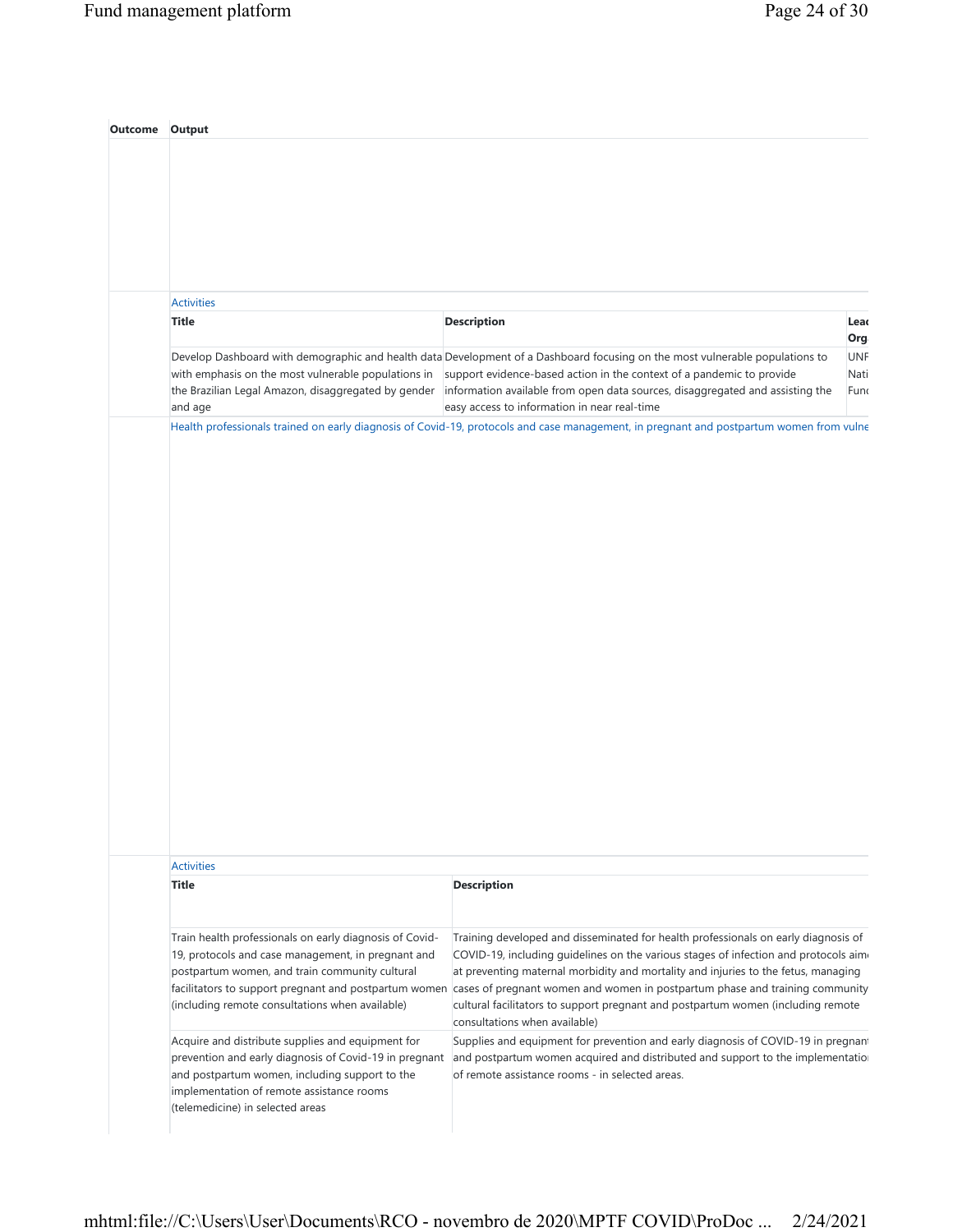| Outcome | Output |
|---|---|
| | |

Activities

| Title | Description | Lead Org |
|---|---|---|
| Develop Dashboard with demographic and health data with emphasis on the most vulnerable populations in the Brazilian Legal Amazon, disaggregated by gender and age | Development of a Dashboard focusing on the most vulnerable populations to support evidence-based action in the context of a pandemic to provide information available from open data sources, disaggregated and assisting the easy access to information in near real-time | UNF Nati Fun |

Health professionals trained on early diagnosis of Covid-19, protocols and case management, in pregnant and postpartum women from vulne

Activities

| Title | Description |
|---|---|
| Train health professionals on early diagnosis of Covid-19, protocols and case management, in pregnant and postpartum women, and train community cultural facilitators to support pregnant and postpartum women (including remote consultations when available) | Training developed and disseminated for health professionals on early diagnosis of COVID-19, including guidelines on the various stages of infection and protocols aim at preventing maternal morbidity and mortality and injuries to the fetus, managing cases of pregnant women and women in postpartum phase and training community cultural facilitators to support pregnant and postpartum women (including remote consultations when available) |
| Acquire and distribute supplies and equipment for prevention and early diagnosis of Covid-19 in pregnant and postpartum women, including support to the implementation of remote assistance rooms (telemedicine) in selected areas | Supplies and equipment for prevention and early diagnosis of COVID-19 in pregnant and postpartum women acquired and distributed and support to the implementatio of remote assistance rooms - in selected areas. |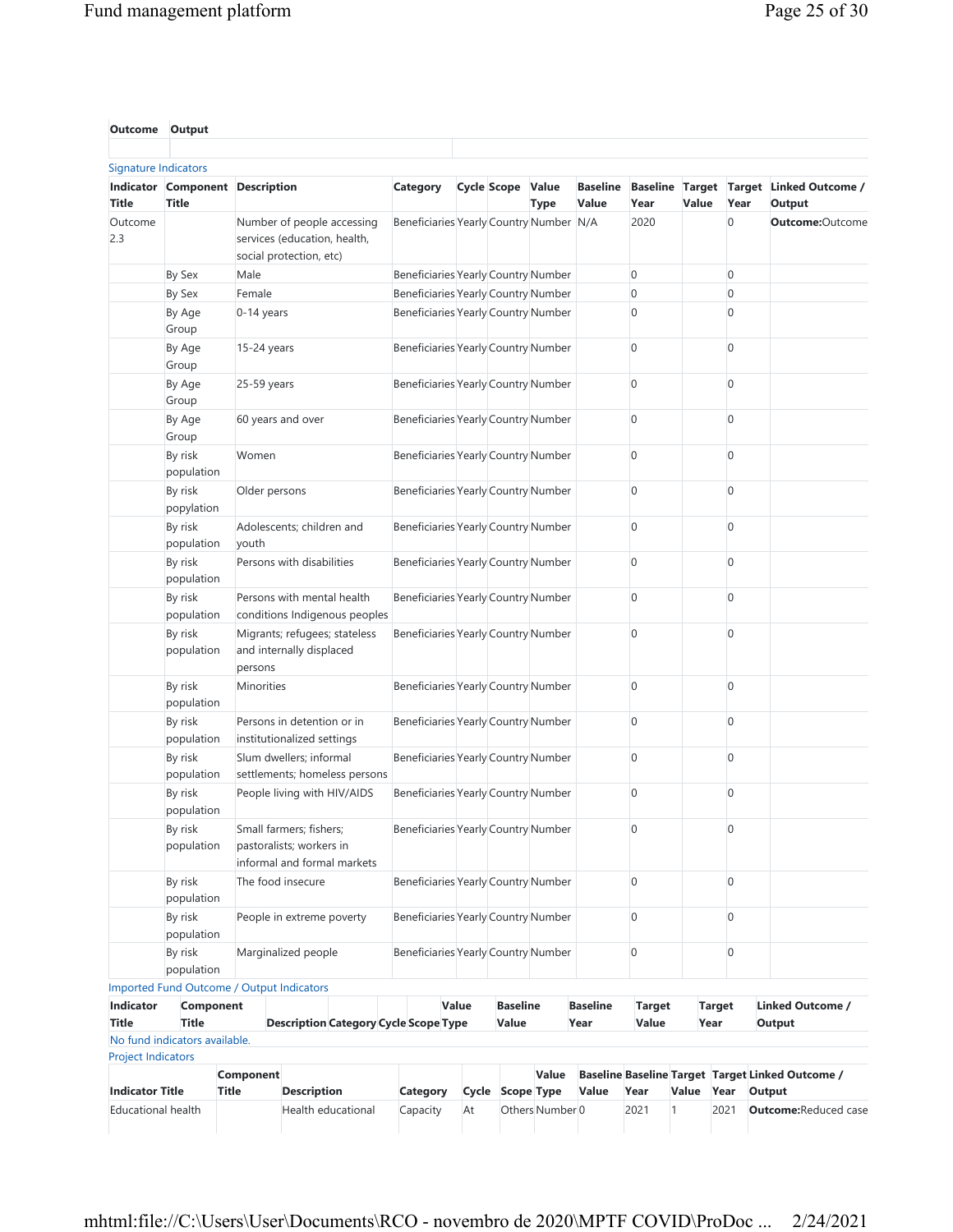| Outcome | Output |
| --- | --- |
| | |

Signature Indicators

| Indicator Title | Component Title | Description | Category | Cycle | Scope | Value Type | Baseline Value | Baseline Year | Target Value | Target Year | Linked Outcome / Output |
| --- | --- | --- | --- | --- | --- | --- | --- | --- | --- | --- | --- |
| Outcome 2.3 | | Number of people accessing services (education, health, social protection, etc) | Beneficiaries | Yearly | Country | Number | N/A | 2020 | | 0 | **Outcome:**Outcome |
| | By Sex | Male | Beneficiaries | Yearly | Country | Number | | 0 | | 0 | |
| | By Sex | Female | Beneficiaries | Yearly | Country | Number | | 0 | | 0 | |
| | By Age Group | 0-14 years | Beneficiaries | Yearly | Country | Number | | 0 | | 0 | |
| | By Age Group | 15-24 years | Beneficiaries | Yearly | Country | Number | | 0 | | 0 | |
| | By Age Group | 25-59 years | Beneficiaries | Yearly | Country | Number | | 0 | | 0 | |
| | By Age Group | 60 years and over | Beneficiaries | Yearly | Country | Number | | 0 | | 0 | |
| | By risk population | Women | Beneficiaries | Yearly | Country | Number | | 0 | | 0 | |
| | By risk popylation | Older persons | Beneficiaries | Yearly | Country | Number | | 0 | | 0 | |
| | By risk population | Adolescents; children and youth | Beneficiaries | Yearly | Country | Number | | 0 | | 0 | |
| | By risk population | Persons with disabilities | Beneficiaries | Yearly | Country | Number | | 0 | | 0 | |
| | By risk population | Persons with mental health conditions Indigenous peoples | Beneficiaries | Yearly | Country | Number | | 0 | | 0 | |
| | By risk population | Migrants; refugees; stateless and internally displaced persons | Beneficiaries | Yearly | Country | Number | | 0 | | 0 | |
| | By risk population | Minorities | Beneficiaries | Yearly | Country | Number | | 0 | | 0 | |
| | By risk population | Persons in detention or in institutionalized settings | Beneficiaries | Yearly | Country | Number | | 0 | | 0 | |
| | By risk population | Slum dwellers; informal settlements; homeless persons | Beneficiaries | Yearly | Country | Number | | 0 | | 0 | |
| | By risk population | People living with HIV/AIDS | Beneficiaries | Yearly | Country | Number | | 0 | | 0 | |
| | By risk population | Small farmers; fishers; pastoralists; workers in informal and formal markets | Beneficiaries | Yearly | Country | Number | | 0 | | 0 | |
| | By risk population | The food insecure | Beneficiaries | Yearly | Country | Number | | 0 | | 0 | |
| | By risk population | People in extreme poverty | Beneficiaries | Yearly | Country | Number | | 0 | | 0 | |
| | By risk population | Marginalized people | Beneficiaries | Yearly | Country | Number | | 0 | | 0 | |

Imported Fund Outcome / Output Indicators

| Indicator Title | Component Title | Description | Category | Cycle | Scope | Value Type | Baseline Value | Baseline Year | Target Value | Target Year | Linked Outcome / Output |
| --- | --- | --- | --- | --- | --- | --- | --- | --- | --- | --- | --- |

No fund indicators available.

Project Indicators

| Indicator Title | Component Title | Description | Category | Cycle | Scope | Value Type | Baseline Value | Baseline Year | Target Value | Target Year | Linked Outcome / Output |
| --- | --- | --- | --- | --- | --- | --- | --- | --- | --- | --- | --- |
| Educational health | | Health educational | Capacity | At | Others | Number | 0 | 2021 | 1 | 2021 | **Outcome:**Reduced case |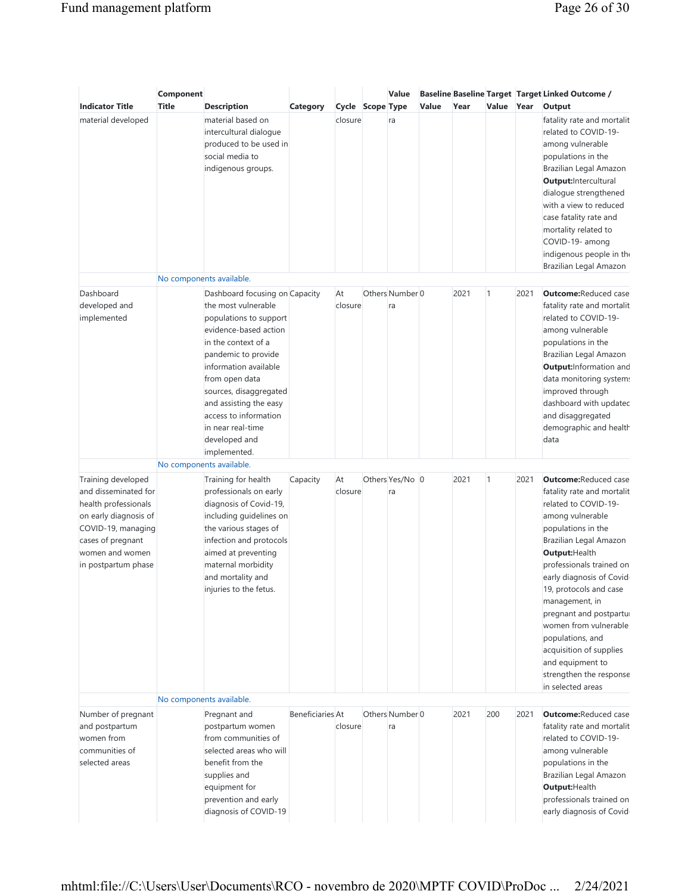| Indicator Title | Component Title | Description | Category | Cycle | Scope | Value Type | Baseline Value | Baseline Year | Target Value | Target Year | Linked Outcome / Output |
|---|---|---|---|---|---|---|---|---|---|---|---|
| material developed | | material based on intercultural dialogue produced to be used in social media to indigenous groups. | | closure | | ra | | | | | fatality rate and mortalit related to COVID-19- among vulnerable populations in the Brazilian Legal Amazon **Output:**Intercultural dialogue strengthened with a view to reduced case fatality rate and mortality related to COVID-19- among indigenous people in the Brazilian Legal Amazon |
| | No components available. | | | | | | | | | | |
| Dashboard developed and implemented | | Dashboard focusing on the most vulnerable populations to support evidence-based action in the context of a pandemic to provide information available from open data sources, disaggregated and assisting the easy access to information in near real-time developed and implemented. | Capacity | At closure | Others | Numbera | 0 | 2021 | 1 | 2021 | **Outcome:**Reduced case fatality rate and mortalit related to COVID-19- among vulnerable populations in the Brazilian Legal Amazon **Output:**Information and data monitoring system improved through dashboard with updatec and disaggregated demographic and health data |
| | No components available. | | | | | | | | | | |
| Training developed and disseminated for health professionals on early diagnosis of COVID-19, managing cases of pregnant women and women in postpartum phase | | Training for health professionals on early diagnosis of Covid-19, including guidelines on the various stages of infection and protocols aimed at preventing maternal morbidity and mortality and injuries to the fetus. | Capacity | At closure | Others | Yes/Nora | 0 | 2021 | 1 | 2021 | **Outcome:**Reduced case fatality rate and mortalit related to COVID-19- among vulnerable populations in the Brazilian Legal Amazon **Output:**Health professionals trained on early diagnosis of Covid-19, protocols and case management, in pregnant and postpartu women from vulnerable populations, and acquisition of supplies and equipment to strengthen the response in selected areas |
| | No components available. | | | | | | | | | | |
| Number of pregnant and postpartum women from communities of selected areas | | Pregnant and postpartum women from communities of selected areas who will benefit from the supplies and equipment for prevention and early diagnosis of COVID-19 | Beneficiaries | At closure | Others | Numbera | 0 | 2021 | 200 | 2021 | **Outcome:**Reduced case fatality rate and mortalit related to COVID-19- among vulnerable populations in the Brazilian Legal Amazon **Output:**Health professionals trained on early diagnosis of Covid- |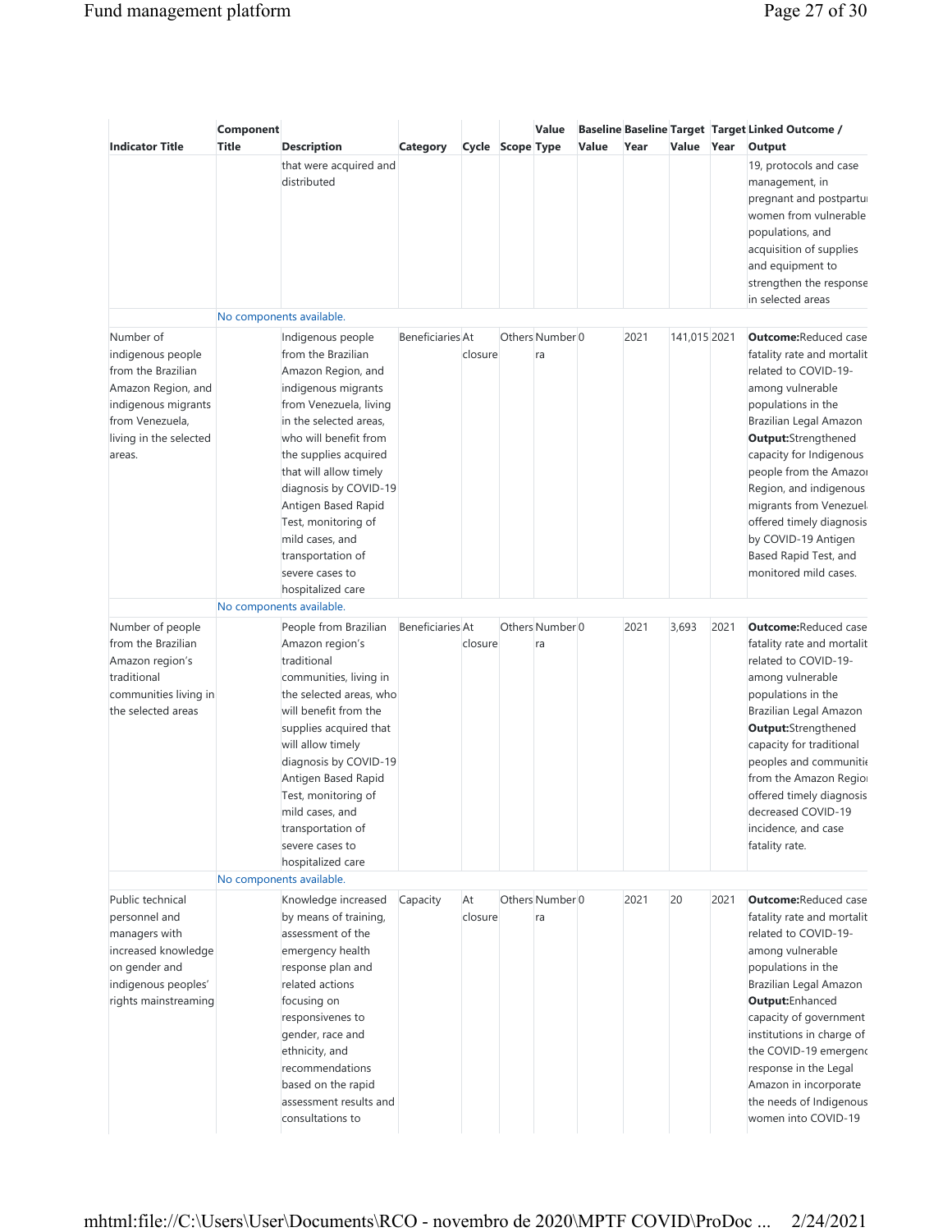| Indicator Title | Component Title | Description | Category | Cycle | Scope | Value Type | Baseline Value | Baseline Year | Target Value | Target Year | Linked Outcome / Output |
|---|---|---|---|---|---|---|---|---|---|---|---|
| | | that were acquired and distributed | | | | | | | | | 19, protocols and case management, in pregnant and postpartu women from vulnerable populations, and acquisition of supplies and equipment to strengthen the response in selected areas |
| | No components available. | | | | | | | | | | |
| Number of indigenous people from the Brazilian Amazon Region, and indigenous migrants from Venezuela, living in the selected areas. | | Indigenous people from the Brazilian Amazon Region, and indigenous migrants from Venezuela, living in the selected areas, who will benefit from the supplies acquired that will allow timely diagnosis by COVID-19 Antigen Based Rapid Test, monitoring of mild cases, and transportation of severe cases to hospitalized care | Beneficiaries | At closure | Others | Numbera | 0 | 2021 | 141,015 | 2021 | **Outcome:**Reduced case fatality rate and mortalit related to COVID-19-among vulnerable populations in the Brazilian Legal Amazon **Output:**Strengthened capacity for Indigenous people from the Amazo Region, and indigenous migrants from Venezuel offered timely diagnosis by COVID-19 Antigen Based Rapid Test, and monitored mild cases. |
| | No components available. | | | | | | | | | | |
| Number of people from the Brazilian Amazon region's traditional communities living in the selected areas | | People from Brazilian Amazon region's traditional communities, living in the selected areas, who will benefit from the supplies acquired that will allow timely diagnosis by COVID-19 Antigen Based Rapid Test, monitoring of mild cases, and transportation of severe cases to hospitalized care | Beneficiaries | At closure | Others | Numbera | 0 | 2021 | 3,693 | 2021 | **Outcome:**Reduced case fatality rate and mortalit related to COVID-19-among vulnerable populations in the Brazilian Legal Amazon **Output:**Strengthened capacity for traditional peoples and communitie from the Amazon Regio offered timely diagnosis decreased COVID-19 incidence, and case fatality rate. |
| | No components available. | | | | | | | | | | |
| Public technical personnel and managers with increased knowledge on gender and indigenous peoples' rights mainstreaming | | Knowledge increased by means of training, assessment of the emergency health response plan and related actions focusing on responsivenes to gender, race and ethnicity, and recommendations based on the rapid assessment results and consultations to | Capacity | At closure | Others | Numbera | 0 | 2021 | 20 | 2021 | **Outcome:**Reduced case fatality rate and mortalit related to COVID-19-among vulnerable populations in the Brazilian Legal Amazon **Output:**Enhanced capacity of government institutions in charge of the COVID-19 emergenc response in the Legal Amazon in incorporate the needs of Indigenous women into COVID-19 |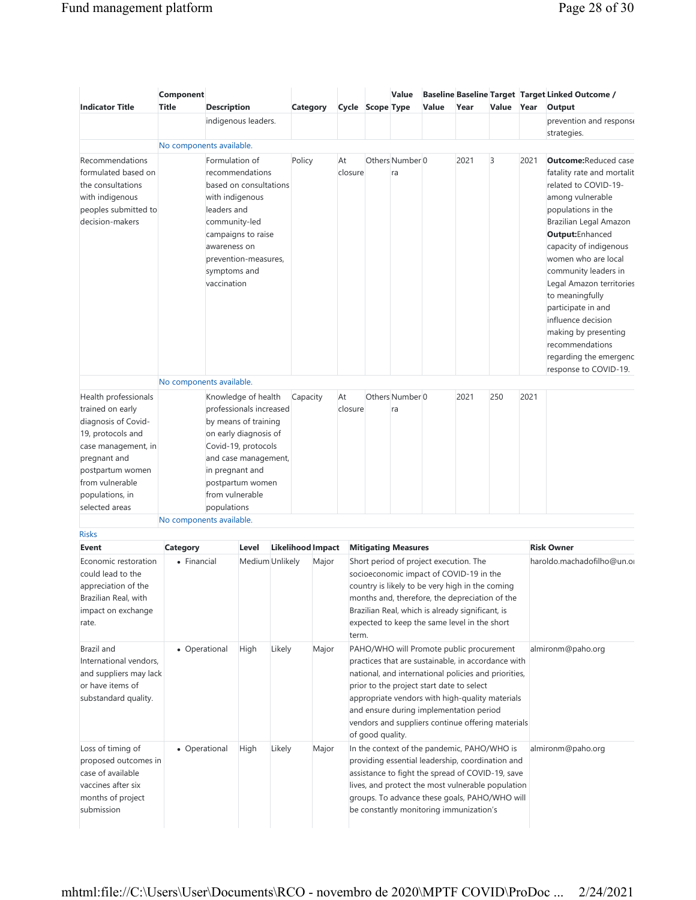| Indicator Title | Component Title | Description | Category | Cycle | Scope | Value Type | Baseline Value | Baseline Year | Target Value | Target Year | Linked Outcome / Output |
|---|---|---|---|---|---|---|---|---|---|---|---|
| | | indigenous leaders. | | | | | | | | | prevention and response strategies. |
| | No components available. | | | | | | | | | | |
| Recommendations formulated based on the consultations with indigenous peoples submitted to decision-makers | | Formulation of recommendations based on consultations with indigenous leaders and community-led campaigns to raise awareness on prevention-measures, symptoms and vaccination | Policy | At closure | Others | Number | 0 | 2021 | 3 | 2021 | **Outcome:**Reduced case fatality rate and mortalit related to COVID-19- among vulnerable populations in the Brazilian Legal Amazon **Output:**Enhanced capacity of indigenous women who are local community leaders in Legal Amazon territories to meaningfully participate in and influence decision making by presenting recommendations regarding the emergenc response to COVID-19. |
| | No components available. | | | | | | | | | | |
| Health professionals trained on early diagnosis of Covid-19, protocols and case management, in pregnant and postpartum women from vulnerable populations, in selected areas | | Knowledge of health professionals increased by means of training on early diagnosis of Covid-19, protocols and case management, in pregnant and postpartum women from vulnerable populations | Capacity | At closure | Others | Number | 0 | 2021 | 250 | 2021 | |
| | No components available. | | | | | | | | | | |

Risks

| Event | Category | Level | Likelihood | Impact | Mitigating Measures | Risk Owner |
|---|---|---|---|---|---|---|
| Economic restoration could lead to the appreciation of the Brazilian Real, with impact on exchange rate. | • Financial | Medium | Unlikely | Major | Short period of project execution. The socioeconomic impact of COVID-19 in the country is likely to be very high in the coming months and, therefore, the depreciation of the Brazilian Real, which is already significant, is expected to keep the same level in the short term. | haroldo.machadofilho@un.o |
| Brazil and International vendors, and suppliers may lack or have items of substandard quality. | • Operational | High | Likely | Major | PAHO/WHO will Promote public procurement practices that are sustainable, in accordance with national, and international policies and priorities, prior to the project start date to select appropriate vendors with high-quality materials and ensure during implementation period vendors and suppliers continue offering materials of good quality. | almironm@paho.org |
| Loss of timing of proposed outcomes in case of available vaccines after six months of project submission | • Operational | High | Likely | Major | In the context of the pandemic, PAHO/WHO is providing essential leadership, coordination and assistance to fight the spread of COVID-19, save lives, and protect the most vulnerable population groups. To advance these goals, PAHO/WHO will be constantly monitoring immunization's | almironm@paho.org |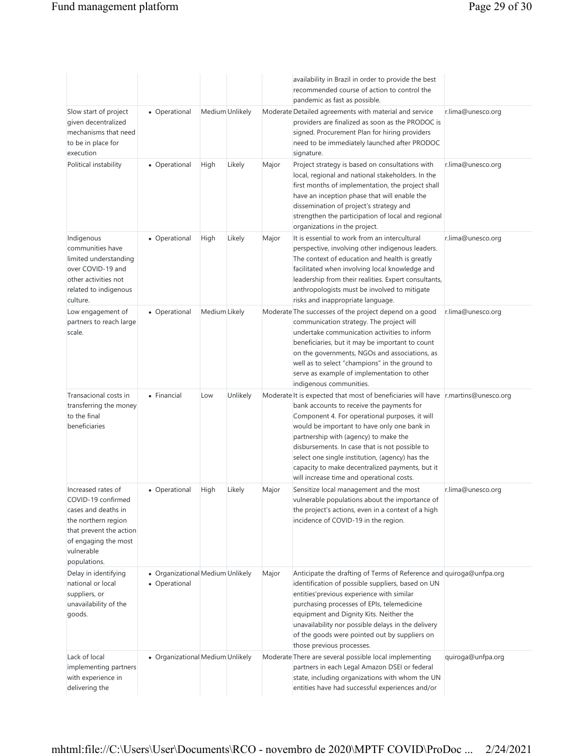| | | | | | | |
|---|---|---|---|---|---|---|
| | | | | | availability in Brazil in order to provide the best recommended course of action to control the pandemic as fast as possible. | |
| Slow start of project given decentralized mechanisms that need to be in place for execution | • Operational | Medium | Unlikely | Moderate | Detailed agreements with material and service providers are finalized as soon as the PRODOC is signed. Procurement Plan for hiring providers need to be immediately launched after PRODOC signature. | r.lima@unesco.org |
| Political instability | • Operational | High | Likely | Major | Project strategy is based on consultations with local, regional and national stakeholders. In the first months of implementation, the project shall have an inception phase that will enable the dissemination of project's strategy and strengthen the participation of local and regional organizations in the project. | r.lima@unesco.org |
| Indigenous communities have limited understanding over COVID-19 and other activities not related to indigenous culture. | • Operational | High | Likely | Major | It is essential to work from an intercultural perspective, involving other indigenous leaders. The context of education and health is greatly facilitated when involving local knowledge and leadership from their realities. Expert consultants, anthropologists must be involved to mitigate risks and inappropriate language. | r.lima@unesco.org |
| Low engagement of partners to reach large scale. | • Operational | Medium | Likely | Moderate | The successes of the project depend on a good communication strategy. The project will undertake communication activities to inform beneficiaries, but it may be important to count on the governments, NGOs and associations, as well as to select "champions" in the ground to serve as example of implementation to other indigenous communities. | r.lima@unesco.org |
| Transacional costs in transferring the money to the final beneficiaries | • Financial | Low | Unlikely | Moderate | It is expected that most of beneficiaries will have bank accounts to receive the payments for Component 4. For operational purposes, it will would be important to have only one bank in partnership with (agency) to make the disbursements. In case that is not possible to select one single institution, (agency) has the capacity to make decentralized payments, but it will increase time and operational costs. | r.martins@unesco.org |
| Increased rates of COVID-19 confirmed cases and deaths in the northern region that prevent the action of engaging the most vulnerable populations. | • Operational | High | Likely | Major | Sensitize local management and the most vulnerable populations about the importance of the project's actions, even in a context of a high incidence of COVID-19 in the region. | r.lima@unesco.org |
| Delay in identifying national or local suppliers, or unavailability of the goods. | • Organizational<br>• Operational | Medium | Unlikely | Major | Anticipate the drafting of Terms of Reference and identification of possible suppliers, based on UN entities'previous experience with similar purchasing processes of EPIs, telemedicine equipment and Dignity Kits. Neither the unavailability nor possible delays in the delivery of the goods were pointed out by suppliers on those previous processes. | quiroga@unfpa.org |
| Lack of local implementing partners with experience in delivering the | • Organizational | Medium | Unlikely | Moderate | There are several possible local implementing partners in each Legal Amazon DSEI or federal state, including organizations with whom the UN entities have had successful experiences and/or | quiroga@unfpa.org |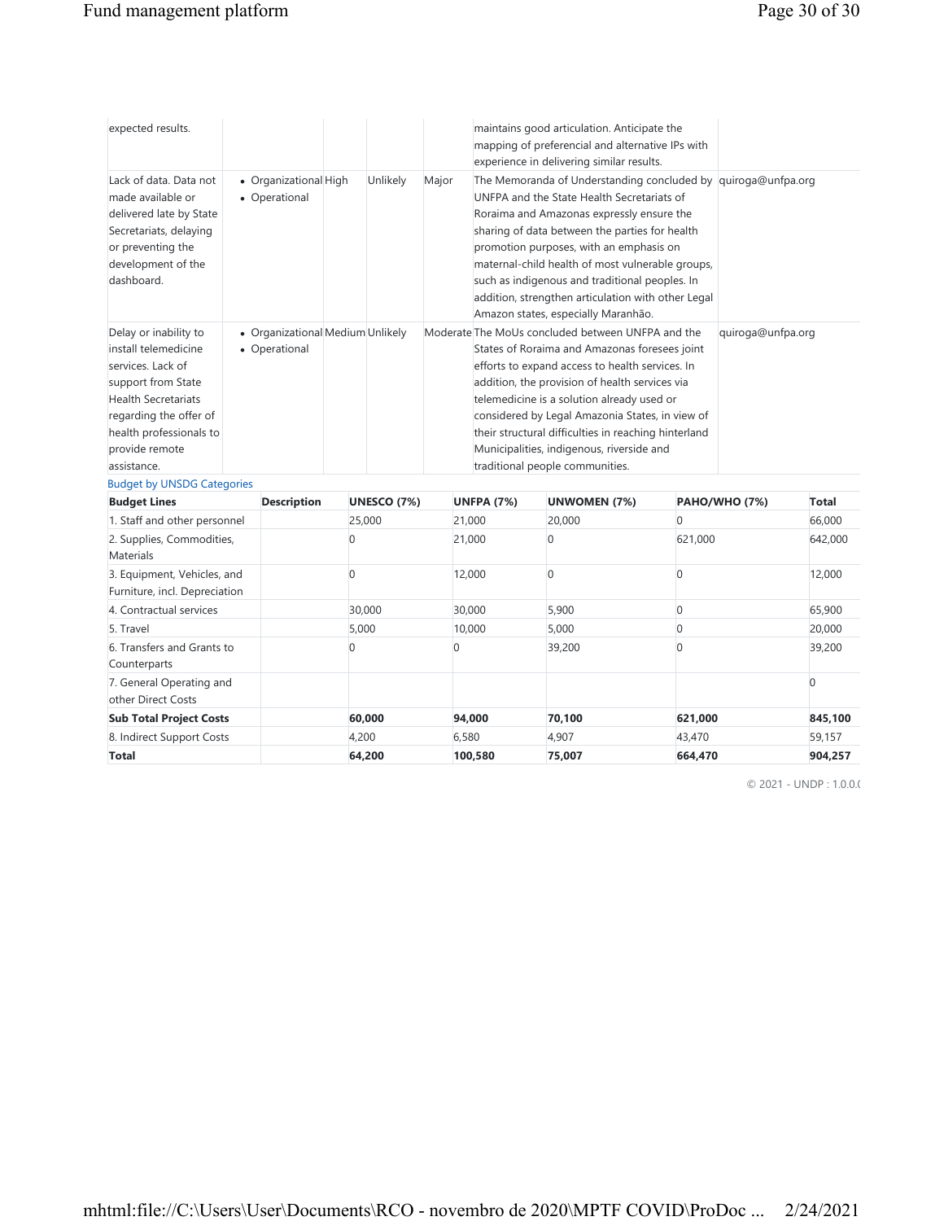| | | | | | | |
|---|---|---|---|---|---|---|
| expected results. | | | | | maintains good articulation. Anticipate the mapping of preferencial and alternative IPs with experience in delivering similar results. | |
| Lack of data. Data not made available or delivered late by State Secretariats, delaying or preventing the development of the dashboard. | • Organizational<br>• Operational | High | Unlikely | Major | The Memoranda of Understanding concluded by UNFPA and the State Health Secretariats of Roraima and Amazonas expressly ensure the sharing of data between the parties for health promotion purposes, with an emphasis on maternal-child health of most vulnerable groups, such as indigenous and traditional peoples. In addition, strengthen articulation with other Legal Amazon states, especially Maranhão. | quiroga@unfpa.org |
| Delay or inability to install telemedicine services. Lack of support from State Health Secretariats regarding the offer of health professionals to provide remote assistance. | • Organizational<br>• Operational | Medium | Unlikely | Moderate | The MoUs concluded between UNFPA and the States of Roraima and Amazonas foresees joint efforts to expand access to health services. In addition, the provision of health services via telemedicine is a solution already used or considered by Legal Amazonia States, in view of their structural difficulties in reaching hinterland Municipalities, indigenous, riverside and traditional people communities. | quiroga@unfpa.org |

Budget by UNSDG Categories

| Budget Lines | Description | UNESCO (7%) | UNFPA (7%) | UNWOMEN (7%) | PAHO/WHO (7%) | Total |
|---|---|---|---|---|---|---|
| 1. Staff and other personnel | | 25,000 | 21,000 | 20,000 | 0 | 66,000 |
| 2. Supplies, Commodities, Materials | | 0 | 21,000 | 0 | 621,000 | 642,000 |
| 3. Equipment, Vehicles, and Furniture, incl. Depreciation | | 0 | 12,000 | 0 | 0 | 12,000 |
| 4. Contractual services | | 30,000 | 30,000 | 5,900 | 0 | 65,900 |
| 5. Travel | | 5,000 | 10,000 | 5,000 | 0 | 20,000 |
| 6. Transfers and Grants to Counterparts | | 0 | 0 | 39,200 | 0 | 39,200 |
| 7. General Operating and other Direct Costs | | | | | | 0 |
| **Sub Total Project Costs** | | **60,000** | **94,000** | **70,100** | **621,000** | **845,100** |
| 8. Indirect Support Costs | | 4,200 | 6,580 | 4,907 | 43,470 | 59,157 |
| **Total** | | **64,200** | **100,580** | **75,007** | **664,470** | **904,257** |

© 2021 - UNDP : 1.0.0.(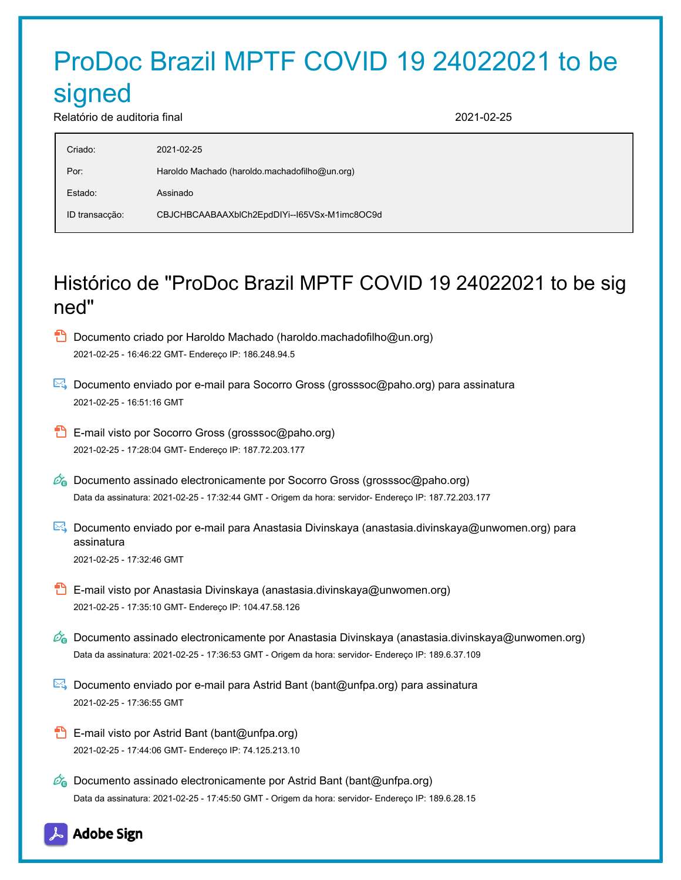# ProDoc Brazil MPTF COVID 19 24022021 to be signed

Relatório de auditoria final 2021-02-25

| | |
|---|---|
| Criado: | 2021-02-25 |
| Por: | Haroldo Machado (haroldo.machadofilho@un.org) |
| Estado: | Assinado |
| ID transacção: | CBJCHBCAABAAXblCh2EpdDIYi--I65VSx-M1imc8OC9d |

## Histórico de "ProDoc Brazil MPTF COVID 19 24022021 to be signed"

Documento criado por Haroldo Machado (haroldo.machadofilho@un.org)
2021-02-25 - 16:46:22 GMT- Endereço IP: 186.248.94.5

Documento enviado por e-mail para Socorro Gross (grosssoc@paho.org) para assinatura
2021-02-25 - 16:51:16 GMT

E-mail visto por Socorro Gross (grosssoc@paho.org)
2021-02-25 - 17:28:04 GMT- Endereço IP: 187.72.203.177

Documento assinado electronicamente por Socorro Gross (grosssoc@paho.org)
Data da assinatura: 2021-02-25 - 17:32:44 GMT - Origem da hora: servidor- Endereço IP: 187.72.203.177

Documento enviado por e-mail para Anastasia Divinskaya (anastasia.divinskaya@unwomen.org) para assinatura
2021-02-25 - 17:32:46 GMT

E-mail visto por Anastasia Divinskaya (anastasia.divinskaya@unwomen.org)
2021-02-25 - 17:35:10 GMT- Endereço IP: 104.47.58.126

Documento assinado electronicamente por Anastasia Divinskaya (anastasia.divinskaya@unwomen.org)
Data da assinatura: 2021-02-25 - 17:36:53 GMT - Origem da hora: servidor- Endereço IP: 189.6.37.109

Documento enviado por e-mail para Astrid Bant (bant@unfpa.org) para assinatura
2021-02-25 - 17:36:55 GMT

E-mail visto por Astrid Bant (bant@unfpa.org)
2021-02-25 - 17:44:06 GMT- Endereço IP: 74.125.213.10

Documento assinado electronicamente por Astrid Bant (bant@unfpa.org)
Data da assinatura: 2021-02-25 - 17:45:50 GMT - Origem da hora: servidor- Endereço IP: 189.6.28.15

Adobe Sign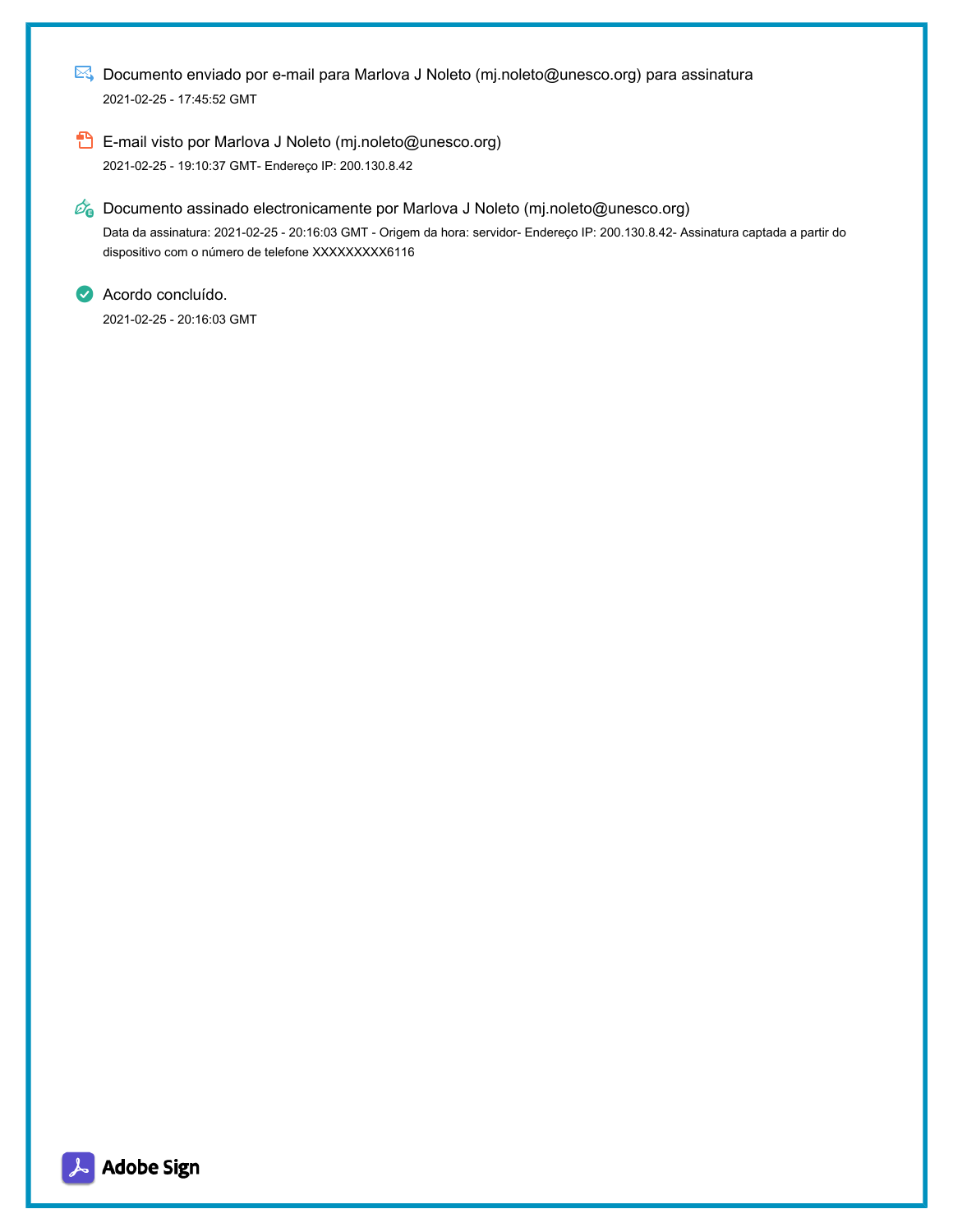Documento enviado por e-mail para Marlova J Noleto (mj.noleto@unesco.org) para assinatura

2021-02-25 - 17:45:52 GMT

E-mail visto por Marlova J Noleto (mj.noleto@unesco.org)

2021-02-25 - 19:10:37 GMT- Endereço IP: 200.130.8.42

Documento assinado electronicamente por Marlova J Noleto (mj.noleto@unesco.org)

Data da assinatura: 2021-02-25 - 20:16:03 GMT - Origem da hora: servidor- Endereço IP: 200.130.8.42- Assinatura captada a partir do dispositivo com o número de telefone XXXXXXXXX6116

Acordo concluído.

2021-02-25 - 20:16:03 GMT

Adobe Sign